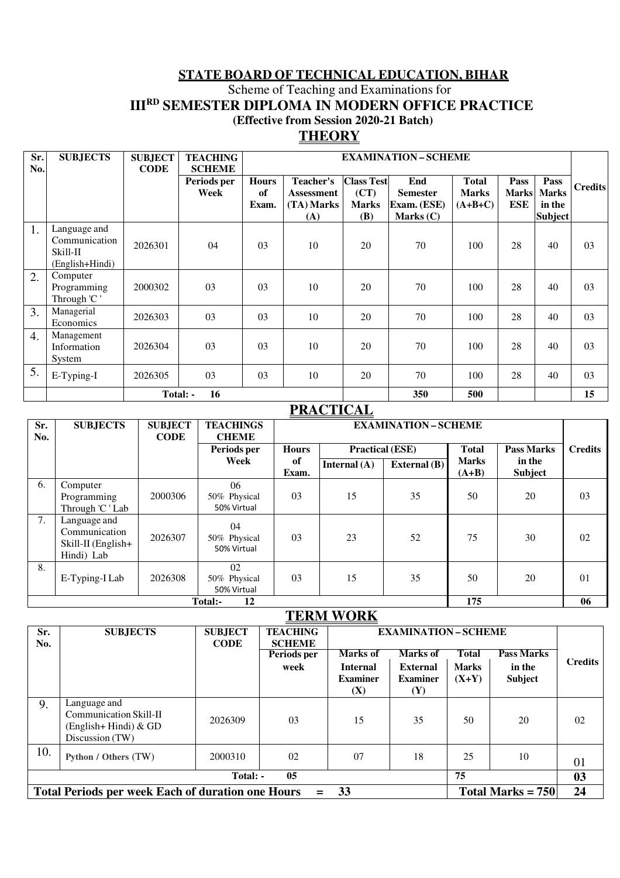## STATE BOARD OF TECHNICAL EDUCATION, BIHAR

Scheme of Teaching and Examinations for

**III[RD] SEMESTER DIPLOMA IN MODERN OFFICE PRACTICE**

**(Effective from Session 2020-21 Batch)**

### THEORY

| Sr. No. | SUBJECTS | SUBJECT CODE | TEACHING SCHEME | EXAMINATION – SCHEME | | | | | | | Credits |
|---|---|---|---|---|---|---|---|---|---|---|---|
| | | | Periods per Week | Hours of Exam. | Teacher's Assessment (TA) Marks (A) | Class Test (CT) Marks (B) | End Semester Exam. (ESE) Marks (C) | Total Marks (A+B+C) | Pass Marks ESE | Pass Marks in the Subject | |
| 1. | Language and Communication Skill-II (English+Hindi) | 2026301 | 04 | 03 | 10 | 20 | 70 | 100 | 28 | 40 | 03 |
| 2. | Computer Programming Through 'C ' | 2000302 | 03 | 03 | 10 | 20 | 70 | 100 | 28 | 40 | 03 |
| 3. | Managerial Economics | 2026303 | 03 | 03 | 10 | 20 | 70 | 100 | 28 | 40 | 03 |
| 4. | Management Information System | 2026304 | 03 | 03 | 10 | 20 | 70 | 100 | 28 | 40 | 03 |
| 5. | E-Typing-I | 2026305 | 03 | 03 | 10 | 20 | 70 | 100 | 28 | 40 | 03 |
| | | Total: - | 16 | | | | 350 | 500 | | | 15 |

### PRACTICAL

| Sr. No. | SUBJECTS | SUBJECT CODE | TEACHINGS CHEME | EXAMINATION – SCHEME | | | | | Credits |
|---|---|---|---|---|---|---|---|---|---|
| | | | Periods per Week | Hours of Exam. | Practical (ESE) | | Total Marks (A+B) | Pass Marks in the Subject | |
| | | | | | Internal (A) | External (B) | | | |
| 6. | Computer Programming Through 'C ' Lab | 2000306 | 06 50% Physical 50% Virtual | 03 | 15 | 35 | 50 | 20 | 03 |
| 7. | Language and Communication Skill-II (English+ Hindi) Lab | 2026307 | 04 50% Physical 50% Virtual | 03 | 23 | 52 | 75 | 30 | 02 |
| 8. | E-Typing-I Lab | 2026308 | 02 50% Physical 50% Virtual | 03 | 15 | 35 | 50 | 20 | 01 |
| | | Total:- | 12 | | | | 175 | | 06 |

### TERM WORK

| Sr. No. | SUBJECTS | SUBJECT CODE | TEACHING SCHEME | EXAMINATION – SCHEME | | | | Credits |
|---|---|---|---|---|---|---|---|---|
| | | | Periods per week | Marks of Internal Examiner (X) | Marks of External Examiner (Y) | Total Marks (X+Y) | Pass Marks in the Subject | |
| 9. | Language and Communication Skill-II (English+ Hindi) & GD Discussion (TW) | 2026309 | 03 | 15 | 35 | 50 | 20 | 02 |
| 10. | Python / Others (TW) | 2000310 | 02 | 07 | 18 | 25 | 10 | 01 |
| | | Total: - | 05 | | | 75 | | 03 |
| **Total Periods per week Each of duration one Hours = 33** | | | | | | **Total Marks = 750** | | **24** |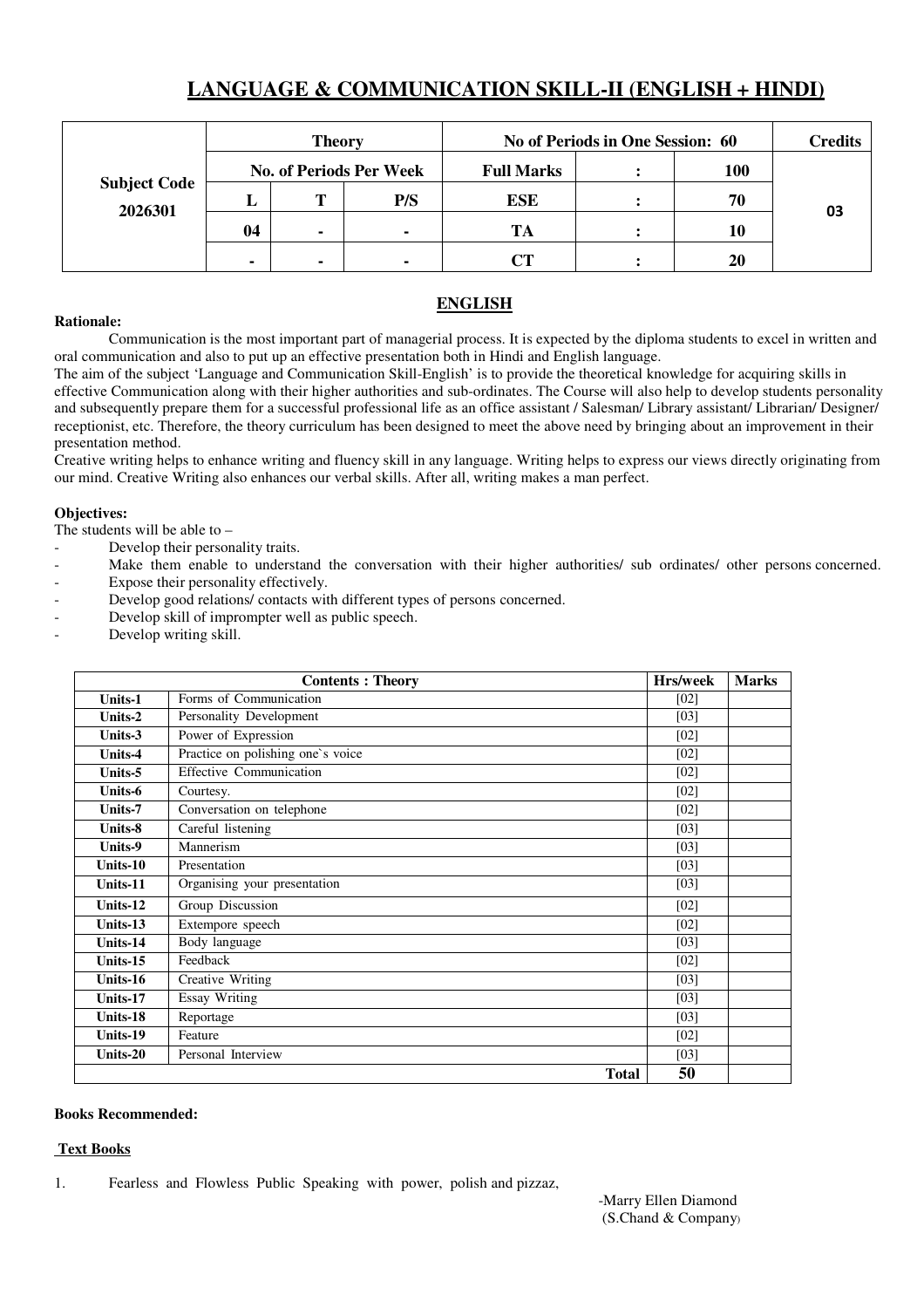# LANGUAGE & COMMUNICATION SKILL-II (ENGLISH + HINDI)

| Subject Code 2026301 | Theory | | | No of Periods in One Session: 60 | | | Credits |
|---|---|---|---|---|---|---|---|
| | No. of Periods Per Week | | | Full Marks | : | 100 | 03 |
| | L | T | P/S | ESE | : | 70 | |
| | 04 | - | - | TA | : | 10 | |
| | - | - | - | CT | : | 20 | |

## ENGLISH

**Rationale:**

Communication is the most important part of managerial process. It is expected by the diploma students to excel in written and oral communication and also to put up an effective presentation both in Hindi and English language.

The aim of the subject 'Language and Communication Skill-English' is to provide the theoretical knowledge for acquiring skills in effective Communication along with their higher authorities and sub-ordinates. The Course will also help to develop students personality and subsequently prepare them for a successful professional life as an office assistant / Salesman/ Library assistant/ Librarian/ Designer/ receptionist, etc. Therefore, the theory curriculum has been designed to meet the above need by bringing about an improvement in their presentation method.

Creative writing helps to enhance writing and fluency skill in any language. Writing helps to express our views directly originating from our mind. Creative Writing also enhances our verbal skills. After all, writing makes a man perfect.

**Objectives:**

The students will be able to –

- Develop their personality traits.
- Make them enable to understand the conversation with their higher authorities/ sub ordinates/ other persons concerned.
- Expose their personality effectively.
- Develop good relations/ contacts with different types of persons concerned.
- Develop skill of imprompter well as public speech.
- Develop writing skill.

| Contents : Theory | | Hrs/week | Marks |
|---|---|---|---|
| Units-1 | Forms of Communication | [02] | |
| Units-2 | Personality Development | [03] | |
| Units-3 | Power of Expression | [02] | |
| Units-4 | Practice on polishing one`s voice | [02] | |
| Units-5 | Effective Communication | [02] | |
| Units-6 | Courtesy. | [02] | |
| Units-7 | Conversation on telephone | [02] | |
| Units-8 | Careful listening | [03] | |
| Units-9 | Mannerism | [03] | |
| Units-10 | Presentation | [03] | |
| Units-11 | Organising your presentation | [03] | |
| Units-12 | Group Discussion | [02] | |
| Units-13 | Extempore speech | [02] | |
| Units-14 | Body language | [03] | |
| Units-15 | Feedback | [02] | |
| Units-16 | Creative Writing | [03] | |
| Units-17 | Essay Writing | [03] | |
| Units-18 | Reportage | [03] | |
| Units-19 | Feature | [02] | |
| Units-20 | Personal Interview | [03] | |
| | **Total** | **50** | |

**Books Recommended:**

**Text Books**

1. Fearless and Flowless Public Speaking with power, polish and pizzaz, -Marry Ellen Diamond (S.Chand & Company)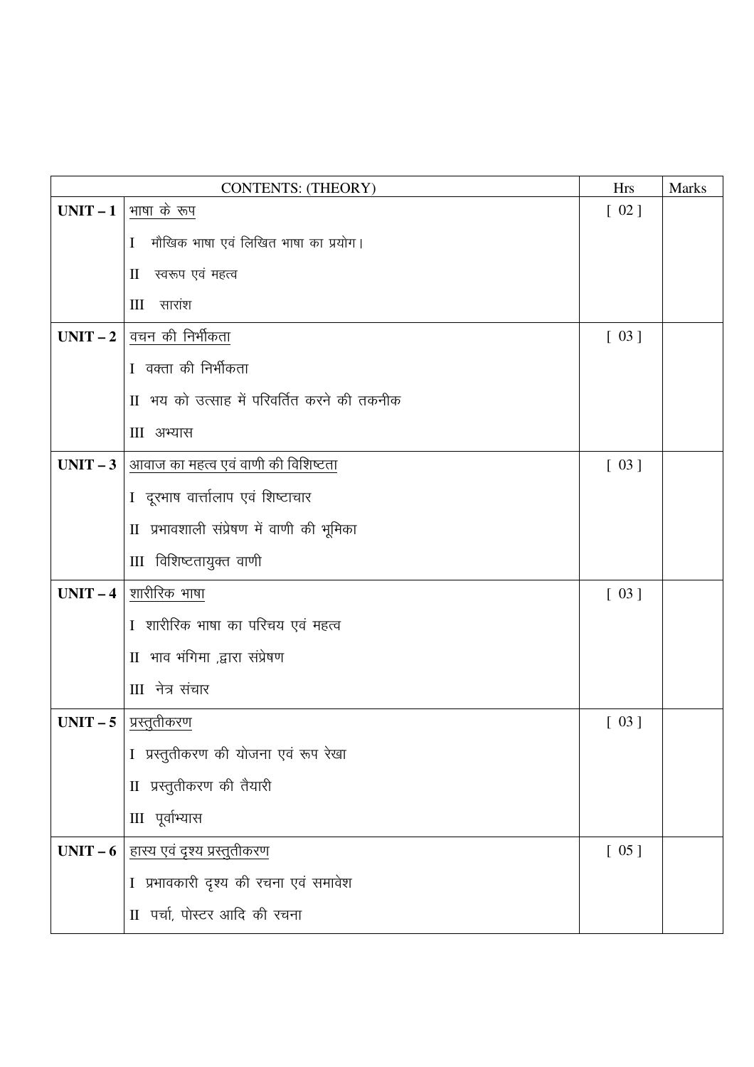| CONTENTS: (THEORY) | | Hrs | Marks |
|---|---|---|---|
| **UNIT – 1** | भाषा के रूप | [ 02 ] | |
| | I मौखिक भाषा एवं लिखित भाषा का प्रयोग। | | |
| | II स्वरूप एवं महत्व | | |
| | III सारांश | | |
| **UNIT – 2** | वचन की निर्भीकता | [ 03 ] | |
| | I वक्ता की निर्भीकता | | |
| | II भय को उत्साह में परिवर्तित करने की तकनीक | | |
| | III अभ्यास | | |
| **UNIT – 3** | आवाज का महत्व एवं वाणी की विशिष्टता | [ 03 ] | |
| | I दूरभाष वार्त्तालाप एवं शिष्टाचार | | |
| | II प्रभावशाली संप्रेषण में वाणी की भूमिका | | |
| | III विशिष्टतायुक्त वाणी | | |
| **UNIT – 4** | शारीरिक भाषा | [ 03 ] | |
| | I शारीरिक भाषा का परिचय एवं महत्व | | |
| | II भाव भंगिमा ,द्वारा संप्रेषण | | |
| | III नेत्र संचार | | |
| **UNIT – 5** | प्रस्तुतीकरण | [ 03 ] | |
| | I प्रस्तुतीकरण की योजना एवं रूप रेखा | | |
| | II प्रस्तुतीकरण की तैयारी | | |
| | III पूर्वाभ्यास | | |
| **UNIT – 6** | हास्य एवं दृश्य प्रस्तुतीकरण | [ 05 ] | |
| | I प्रभावकारी दृश्य की रचना एवं समावेश | | |
| | II पर्चा, पोस्टर आदि की रचना | | |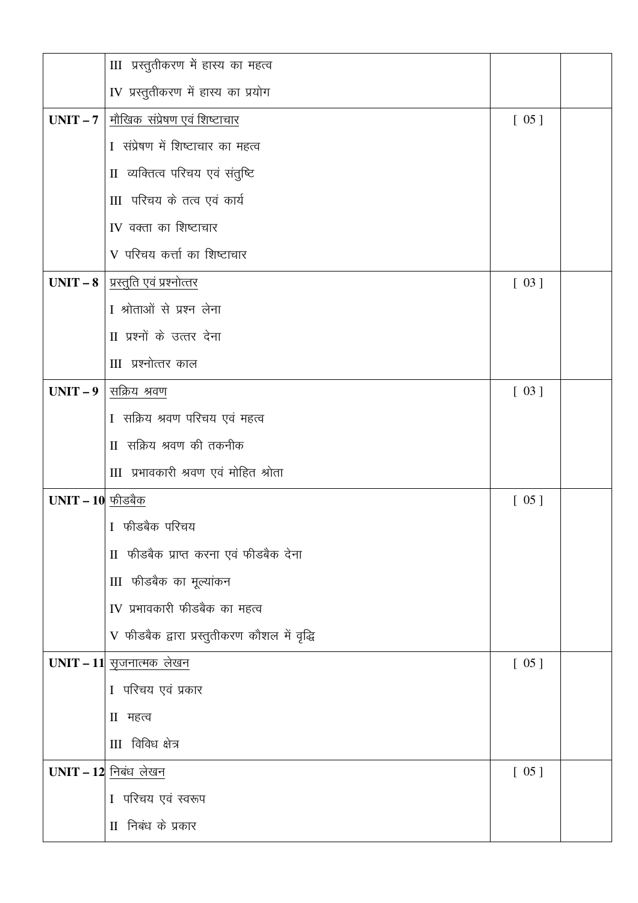|  |  |  |  |
|---|---|---|---|
|  | III  प्रस्तुतीकरण में हास्य का महत्व |  |  |
|  | IV प्रस्तुतीकरण में हास्य का प्रयोग |  |  |
| **UNIT – 7** | मौखिक संप्रेषण एवं शिष्टाचार | [ 05 ] |  |
|  | I  संप्रेषण में शिष्टाचार का महत्व |  |  |
|  | II  व्यक्तित्व परिचय एवं संतुष्टि |  |  |
|  | III  परिचय के तत्व एवं कार्य |  |  |
|  | IV वक्ता का शिष्टाचार |  |  |
|  | V परिचय कर्त्ता का शिष्टाचार |  |  |
| **UNIT – 8** | प्रस्तुति एवं प्रश्नोत्तर | [ 03 ] |  |
|  | I श्रोताओं से प्रश्न लेना |  |  |
|  | II प्रश्नों के उत्तर देना |  |  |
|  | III  प्रश्नोत्तर काल |  |  |
| **UNIT – 9** | सक्रिय श्रवण | [ 03 ] |  |
|  | I  सक्रिय श्रवण परिचय एवं महत्व |  |  |
|  | II  सक्रिय श्रवण की तकनीक |  |  |
|  | III  प्रभावकारी श्रवण एवं मोहित श्रोता |  |  |
| **UNIT – 10** | फीडबैक | [ 05 ] |  |
|  | I  फीडबैक परिचय |  |  |
|  | II  फीडबैक प्राप्त करना एवं फीडबैक देना |  |  |
|  | III  फीडबैक का मूल्यांकन |  |  |
|  | IV प्रभावकारी फीडबैक का महत्व |  |  |
|  | V फीडबैक द्वारा प्रस्तुतीकरण कौशल में वृद्धि |  |  |
| **UNIT – 11** | सृजनात्मक लेखन | [ 05 ] |  |
|  | I  परिचय एवं प्रकार |  |  |
|  | II  महत्व |  |  |
|  | III  विविध क्षेत्र |  |  |
| **UNIT – 12** | निबंध लेखन | [ 05 ] |  |
|  | I  परिचय एवं स्वरूप |  |  |
|  | II  निबंध के प्रकार |  |  |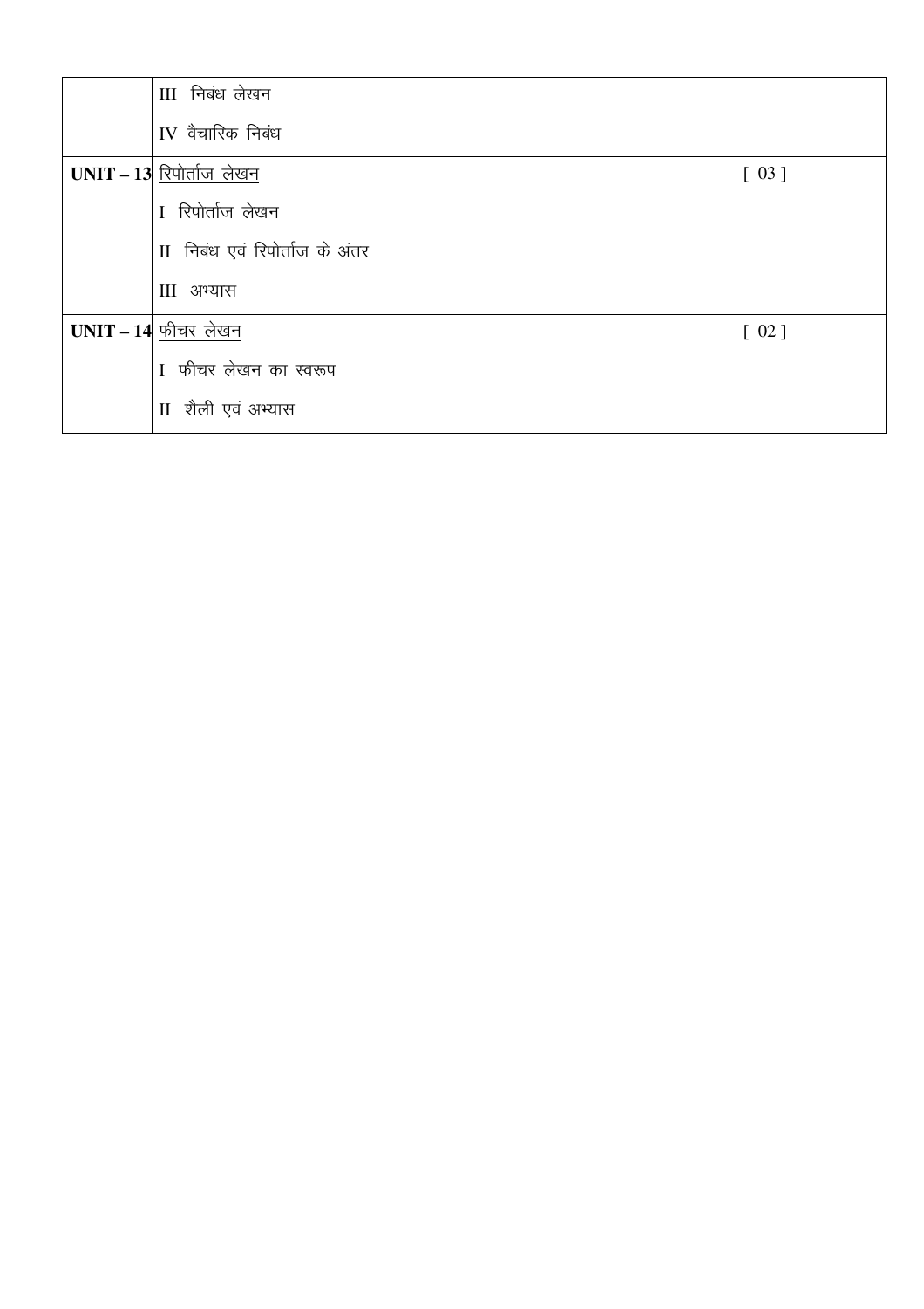| | | | |
|---|---|---|---|
| | III  निबंध लेखन | | |
| | IV  वैचारिक निबंध | | |
| **UNIT – 13** | <u>रिपोर्ताज लेखन</u> | [ 03 ] | |
| | I  रिपोर्ताज लेखन | | |
| | II  निबंध एवं रिपोर्ताज के अंतर | | |
| | III  अभ्यास | | |
| **UNIT – 14** | <u>फीचर लेखन</u> | [ 02 ] | |
| | I  फीचर लेखन का स्वरूप | | |
| | II  शैली एवं अभ्यास | | |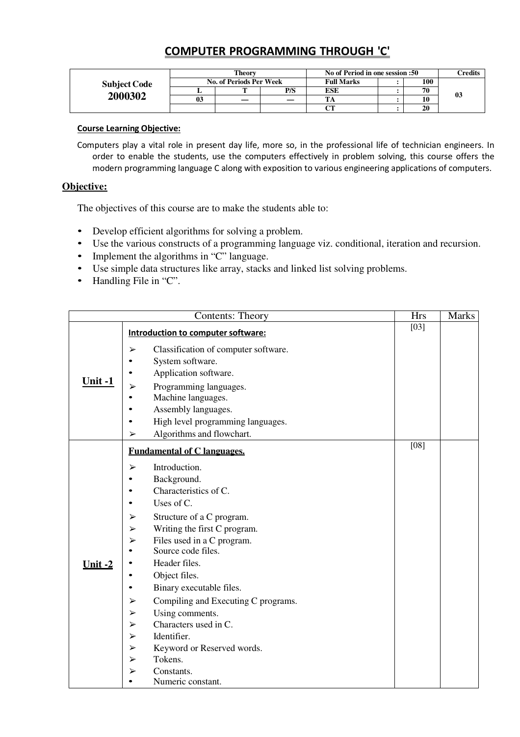# COMPUTER PROGRAMMING THROUGH 'C'

| Subject Code | Theory | | | No of Period in one session :50 | | | Credits |
|---|---|---|---|---|---|---|---|
| | No. of Periods Per Week | | | Full Marks | : | 100 | |
| **2000302** | L | T | P/S | ESE | : | 70 | 03 |
| | 03 | — | — | TA | : | 10 | |
| | | | | CT | : | 20 | |

**Course Learning Objective:**

Computers play a vital role in present day life, more so, in the professional life of technician engineers. In order to enable the students, use the computers effectively in problem solving, this course offers the modern programming language C along with exposition to various engineering applications of computers.

## Objective:

The objectives of this course are to make the students able to:

- Develop efficient algorithms for solving a problem.
- Use the various constructs of a programming language viz. conditional, iteration and recursion.
- Implement the algorithms in "C" language.
- Use simple data structures like array, stacks and linked list solving problems.
- Handling File in "C".

| | Contents: Theory | Hrs | Marks |
|---|---|---|---|
| **Unit -1** | **Introduction to computer software:**<br>➢ Classification of computer software.<br>• System software.<br>• Application software.<br>➢ Programming languages.<br>• Machine languages.<br>• Assembly languages.<br>• High level programming languages.<br>➢ Algorithms and flowchart. | [03] | |
| **Unit -2** | **Fundamental of C languages.**<br>➢ Introduction.<br>• Background.<br>• Characteristics of C.<br>• Uses of C.<br>➢ Structure of a C program.<br>➢ Writing the first C program.<br>➢ Files used in a C program.<br>• Source code files.<br>• Header files.<br>• Object files.<br>• Binary executable files.<br>➢ Compiling and Executing C programs.<br>➢ Using comments.<br>➢ Characters used in C.<br>➢ Identifier.<br>➢ Keyword or Reserved words.<br>➢ Tokens.<br>➢ Constants.<br>• Numeric constant. | [08] | |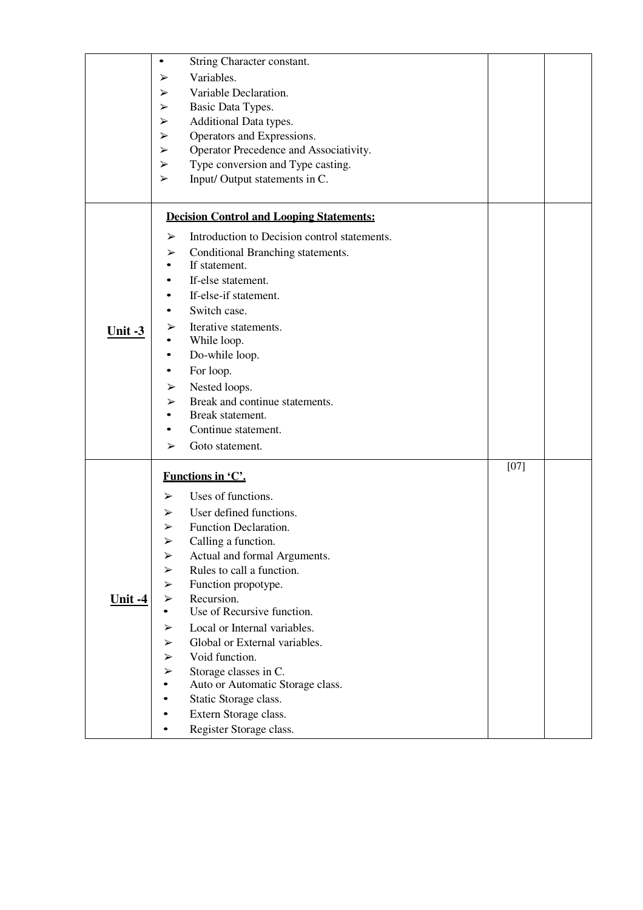| | | | |
|---|---|---|---|
| | • String Character constant.<br>➢ Variables.<br>➢ Variable Declaration.<br>➢ Basic Data Types.<br>➢ Additional Data types.<br>➢ Operators and Expressions.<br>➢ Operator Precedence and Associativity.<br>➢ Type conversion and Type casting.<br>➢ Input/ Output statements in C. | | |
| **Unit -3** | **Decision Control and Looping Statements:**<br>➢ Introduction to Decision control statements.<br>➢ Conditional Branching statements.<br>• If statement.<br>• If-else statement.<br>• If-else-if statement.<br>• Switch case.<br>➢ Iterative statements.<br>• While loop.<br>• Do-while loop.<br>• For loop.<br>➢ Nested loops.<br>➢ Break and continue statements.<br>• Break statement.<br>• Continue statement.<br>➢ Goto statement. | | |
| **Unit -4** | **Functions in 'C'.**<br>➢ Uses of functions.<br>➢ User defined functions.<br>➢ Function Declaration.<br>➢ Calling a function.<br>➢ Actual and formal Arguments.<br>➢ Rules to call a function.<br>➢ Function propotype.<br>➢ Recursion.<br>• Use of Recursive function.<br>➢ Local or Internal variables.<br>➢ Global or External variables.<br>➢ Void function.<br>➢ Storage classes in C.<br>• Auto or Automatic Storage class.<br>• Static Storage class.<br>• Extern Storage class.<br>• Register Storage class. | [07] | |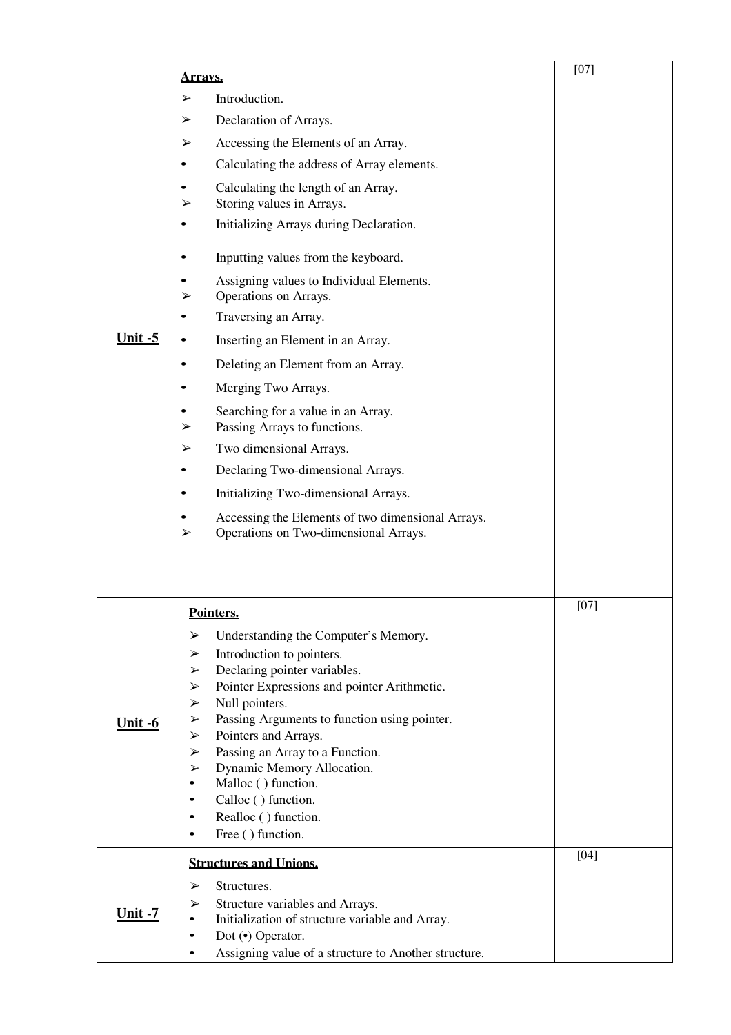| | | | |
|---|---|---|---|
| **Unit -5** | **Arrays.**<br>➢ Introduction.<br>➢ Declaration of Arrays.<br>➢ Accessing the Elements of an Array.<br>• Calculating the address of Array elements.<br>• Calculating the length of an Array.<br>➢ Storing values in Arrays.<br>• Initializing Arrays during Declaration.<br>• Inputting values from the keyboard.<br>• Assigning values to Individual Elements.<br>➢ Operations on Arrays.<br>• Traversing an Array.<br>• Inserting an Element in an Array.<br>• Deleting an Element from an Array.<br>• Merging Two Arrays.<br>• Searching for a value in an Array.<br>➢ Passing Arrays to functions.<br>➢ Two dimensional Arrays.<br>• Declaring Two-dimensional Arrays.<br>• Initializing Two-dimensional Arrays.<br>• Accessing the Elements of two dimensional Arrays.<br>➢ Operations on Two-dimensional Arrays. | [07] | |
| **Unit -6** | **Pointers.**<br>➢ Understanding the Computer's Memory.<br>➢ Introduction to pointers.<br>➢ Declaring pointer variables.<br>➢ Pointer Expressions and pointer Arithmetic.<br>➢ Null pointers.<br>➢ Passing Arguments to function using pointer.<br>➢ Pointers and Arrays.<br>➢ Passing an Array to a Function.<br>➢ Dynamic Memory Allocation.<br>• Malloc ( ) function.<br>• Calloc ( ) function.<br>• Realloc ( ) function.<br>• Free ( ) function. | [07] | |
| **Unit -7** | **Structures and Unions.**<br>➢ Structures.<br>➢ Structure variables and Arrays.<br>• Initialization of structure variable and Array.<br>• Dot (•) Operator.<br>• Assigning value of a structure to Another structure. | [04] | |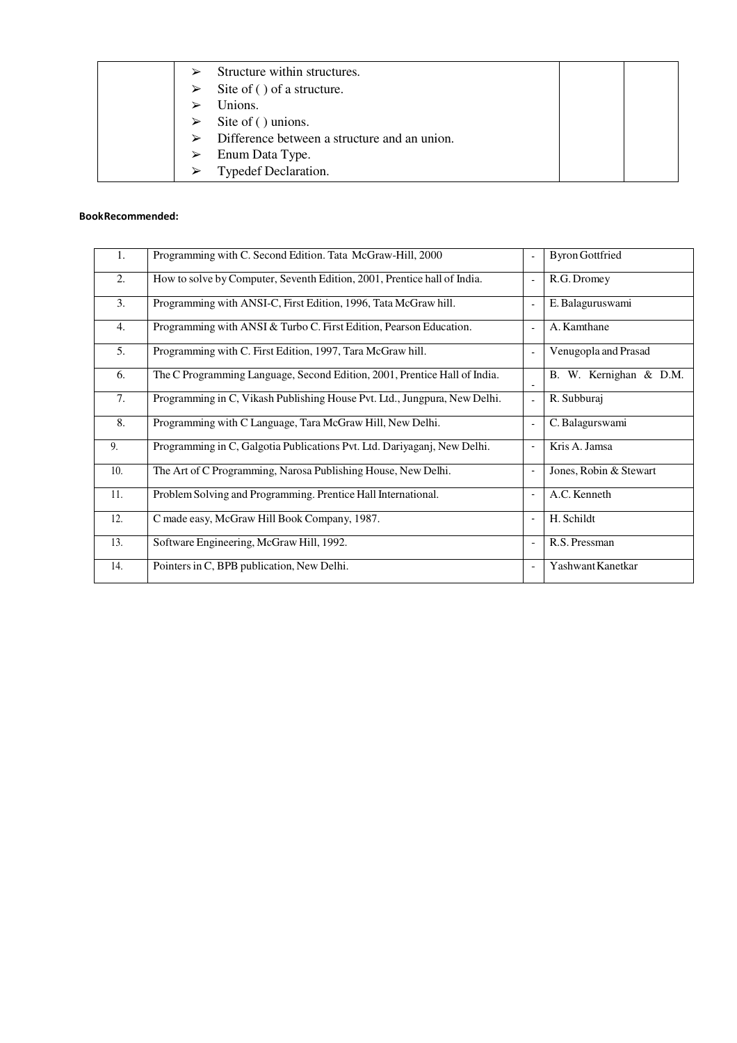|  | ➢ Structure within structures.<br>➢ Site of ( ) of a structure.<br>➢ Unions.<br>➢ Site of ( ) unions.<br>➢ Difference between a structure and an union.<br>➢ Enum Data Type.<br>➢ Typedef Declaration. |  |  |
|---|---|---|---|

**BookRecommended:**

| 1. | Programming with C. Second Edition. Tata McGraw-Hill, 2000 | - | Byron Gottfried |
|---|---|---|---|
| 2. | How to solve by Computer, Seventh Edition, 2001, Prentice hall of India. | - | R.G. Dromey |
| 3. | Programming with ANSI-C, First Edition, 1996, Tata McGraw hill. | - | E. Balaguruswami |
| 4. | Programming with ANSI & Turbo C. First Edition, Pearson Education. | - | A. Kamthane |
| 5. | Programming with C. First Edition, 1997, Tara McGraw hill. | - | Venugopla and Prasad |
| 6. | The C Programming Language, Second Edition, 2001, Prentice Hall of India. | - | B. W. Kernighan & D.M. |
| 7. | Programming in C, Vikash Publishing House Pvt. Ltd., Jungpura, New Delhi. | - | R. Subburaj |
| 8. | Programming with C Language, Tara McGraw Hill, New Delhi. | - | C. Balagurswami |
| 9. | Programming in C, Galgotia Publications Pvt. Ltd. Dariyaganj, New Delhi. | - | Kris A. Jamsa |
| 10. | The Art of C Programming, Narosa Publishing House, New Delhi. | - | Jones, Robin & Stewart |
| 11. | Problem Solving and Programming. Prentice Hall International. | - | A.C. Kenneth |
| 12. | C made easy, McGraw Hill Book Company, 1987. | - | H. Schildt |
| 13. | Software Engineering, McGraw Hill, 1992. | - | R.S. Pressman |
| 14. | Pointers in C, BPB publication, New Delhi. | - | Yashwant Kanetkar |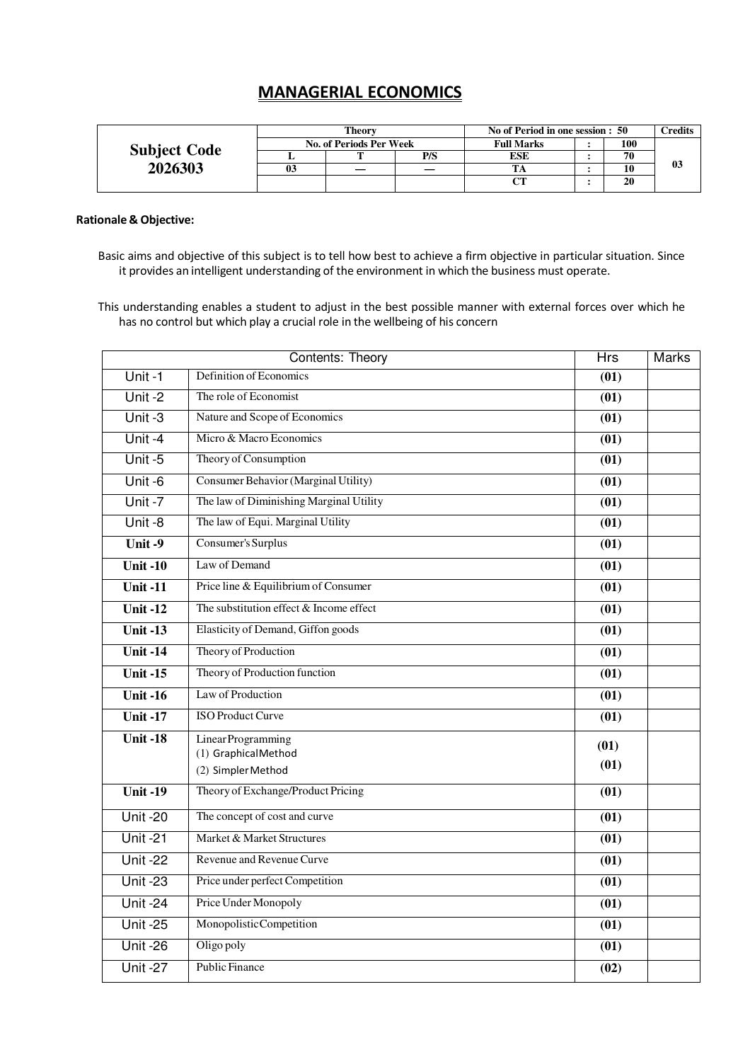# MANAGERIAL ECONOMICS

| Subject Code 2026303 | Theory | | | No of Period in one session : 50 | | | Credits |
|---|---|---|---|---|---|---|---|
| | No. of Periods Per Week | | | Full Marks | : | 100 | 03 |
| | L | T | P/S | ESE | : | 70 | |
| | 03 | — | — | TA | : | 10 | |
| | | | | CT | : | 20 | |

**Rationale & Objective:**

Basic aims and objective of this subject is to tell how best to achieve a firm objective in particular situation. Since it provides an intelligent understanding of the environment in which the business must operate.

This understanding enables a student to adjust in the best possible manner with external forces over which he has no control but which play a crucial role in the wellbeing of his concern

| Contents: Theory | | Hrs | Marks |
|---|---|---|---|
| Unit -1 | Definition of Economics | (01) | |
| Unit -2 | The role of Economist | (01) | |
| Unit -3 | Nature and Scope of Economics | (01) | |
| Unit -4 | Micro & Macro Economics | (01) | |
| Unit -5 | Theory of Consumption | (01) | |
| Unit -6 | Consumer Behavior (Marginal Utility) | (01) | |
| Unit -7 | The law of Diminishing Marginal Utility | (01) | |
| Unit -8 | The law of Equi. Marginal Utility | (01) | |
| **Unit -9** | Consumer's Surplus | (01) | |
| **Unit -10** | Law of Demand | (01) | |
| **Unit -11** | Price line & Equilibrium of Consumer | (01) | |
| **Unit -12** | The substitution effect & Income effect | (01) | |
| **Unit -13** | Elasticity of Demand, Giffon goods | (01) | |
| **Unit -14** | Theory of Production | (01) | |
| **Unit -15** | Theory of Production function | (01) | |
| **Unit -16** | Law of Production | (01) | |
| **Unit -17** | ISO Product Curve | (01) | |
| **Unit -18** | Linear Programming<br>(1) Graphical Method<br>(2) Simpler Method | (01)<br>(01) | |
| **Unit -19** | Theory of Exchange/Product Pricing | (01) | |
| Unit -20 | The concept of cost and curve | (01) | |
| Unit -21 | Market & Market Structures | (01) | |
| Unit -22 | Revenue and Revenue Curve | (01) | |
| Unit -23 | Price under perfect Competition | (01) | |
| Unit -24 | Price Under Monopoly | (01) | |
| Unit -25 | Monopolistic Competition | (01) | |
| Unit -26 | Oligo poly | (01) | |
| Unit -27 | Public Finance | (02) | |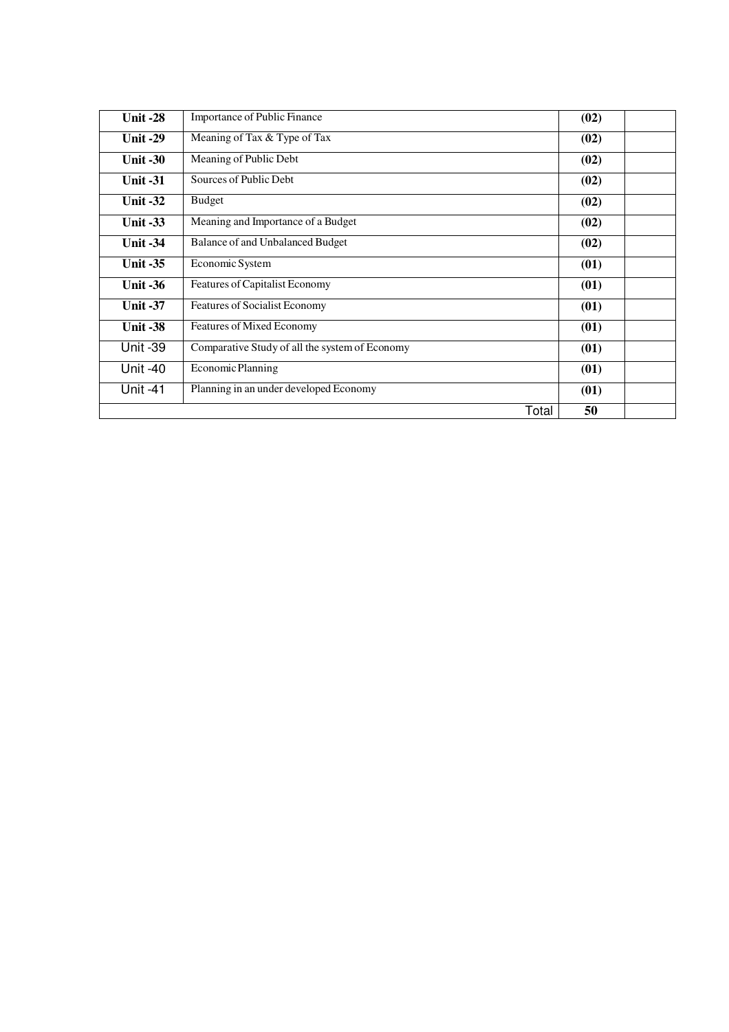| | | | |
|---|---|---|---|
| **Unit -28** | Importance of Public Finance | **(02)** | |
| **Unit -29** | Meaning of Tax & Type of Tax | **(02)** | |
| **Unit -30** | Meaning of Public Debt | **(02)** | |
| **Unit -31** | Sources of Public Debt | **(02)** | |
| **Unit -32** | Budget | **(02)** | |
| **Unit -33** | Meaning and Importance of a Budget | **(02)** | |
| **Unit -34** | Balance of and Unbalanced Budget | **(02)** | |
| **Unit -35** | Economic System | **(01)** | |
| **Unit -36** | Features of Capitalist Economy | **(01)** | |
| **Unit -37** | Features of Socialist Economy | **(01)** | |
| **Unit -38** | Features of Mixed Economy | **(01)** | |
| Unit -39 | Comparative Study of all the system of Economy | **(01)** | |
| Unit -40 | Economic Planning | **(01)** | |
| Unit -41 | Planning in an under developed Economy | **(01)** | |
| | Total | **50** | |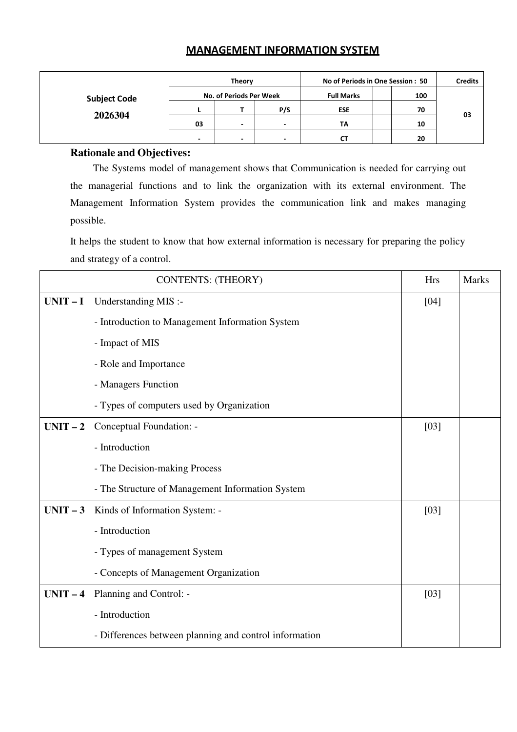# MANAGEMENT INFORMATION SYSTEM

| Subject Code | Theory | | | No of Periods in One Session : 50 | | | Credits |
|---|---|---|---|---|---|---|---|
| | No. of Periods Per Week | | | Full Marks | | 100 | |
| **2026304** | L | T | P/S | ESE | | 70 | 03 |
| | 03 | - | - | TA | | 10 | |
| | - | - | - | CT | | 20 | |

**Rationale and Objectives:**

The Systems model of management shows that Communication is needed for carrying out the managerial functions and to link the organization with its external environment. The Management Information System provides the communication link and makes managing possible.

It helps the student to know that how external information is necessary for preparing the policy and strategy of a control.

| CONTENTS: (THEORY) | | Hrs | Marks |
|---|---|---|---|
| **UNIT – I** | Understanding MIS :-<br>- Introduction to Management Information System<br>- Impact of MIS<br>- Role and Importance<br>- Managers Function<br>- Types of computers used by Organization | [04] | |
| **UNIT – 2** | Conceptual Foundation: -<br>- Introduction<br>- The Decision-making Process<br>- The Structure of Management Information System | [03] | |
| **UNIT – 3** | Kinds of Information System: -<br>- Introduction<br>- Types of management System<br>- Concepts of Management Organization | [03] | |
| **UNIT – 4** | Planning and Control: -<br>- Introduction<br>- Differences between planning and control information | [03] | |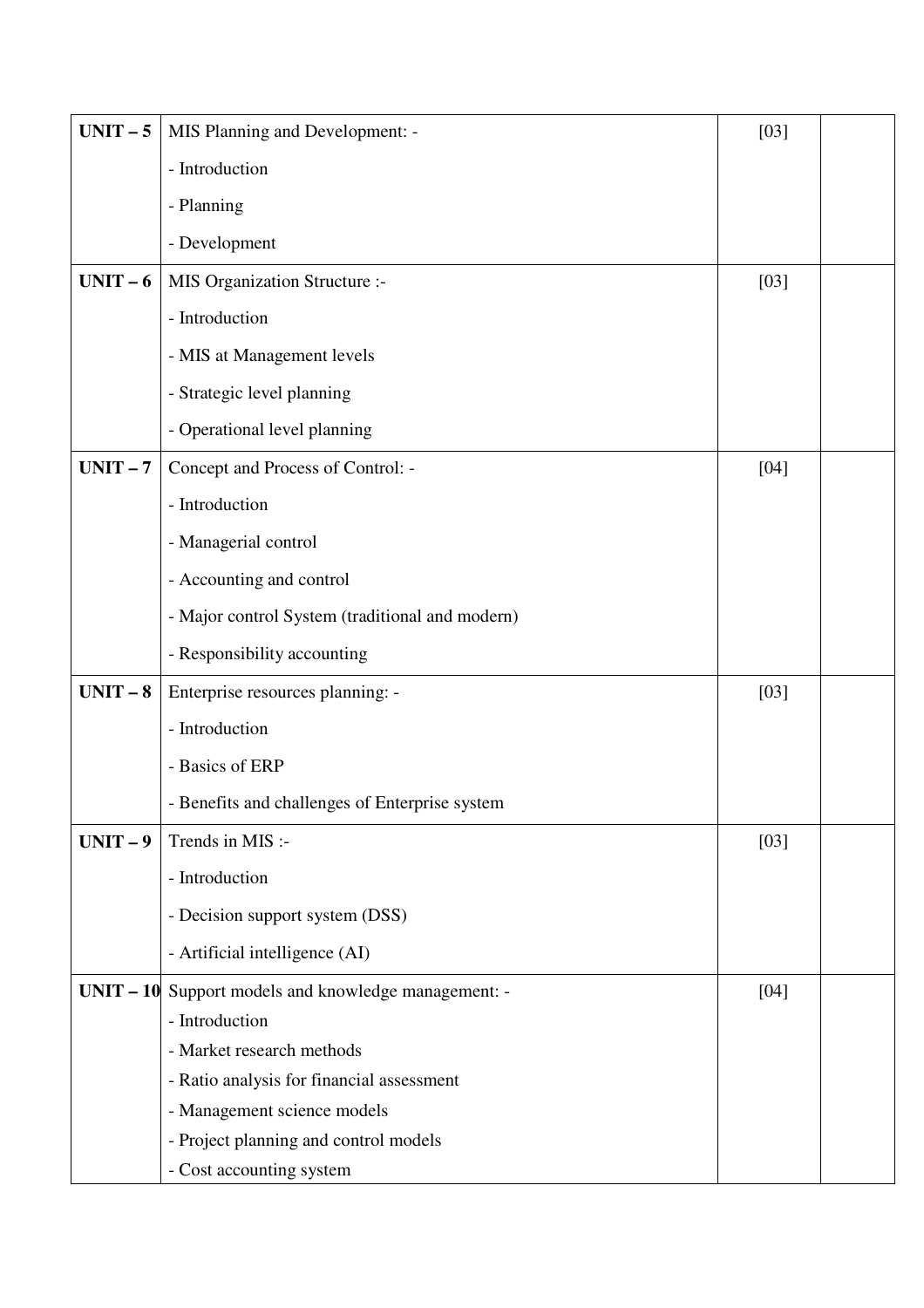| | | | |
|---|---|---|---|
| **UNIT – 5** | MIS Planning and Development: -<br>- Introduction<br>- Planning<br>- Development | [03] | |
| **UNIT – 6** | MIS Organization Structure :-<br>- Introduction<br>- MIS at Management levels<br>- Strategic level planning<br>- Operational level planning | [03] | |
| **UNIT – 7** | Concept and Process of Control: -<br>- Introduction<br>- Managerial control<br>- Accounting and control<br>- Major control System (traditional and modern)<br>- Responsibility accounting | [04] | |
| **UNIT – 8** | Enterprise resources planning: -<br>- Introduction<br>- Basics of ERP<br>- Benefits and challenges of Enterprise system | [03] | |
| **UNIT – 9** | Trends in MIS :-<br>- Introduction<br>- Decision support system (DSS)<br>- Artificial intelligence (AI) | [03] | |
| **UNIT – 10** | Support models and knowledge management: -<br>- Introduction<br>- Market research methods<br>- Ratio analysis for financial assessment<br>- Management science models<br>- Project planning and control models<br>- Cost accounting system | [04] | |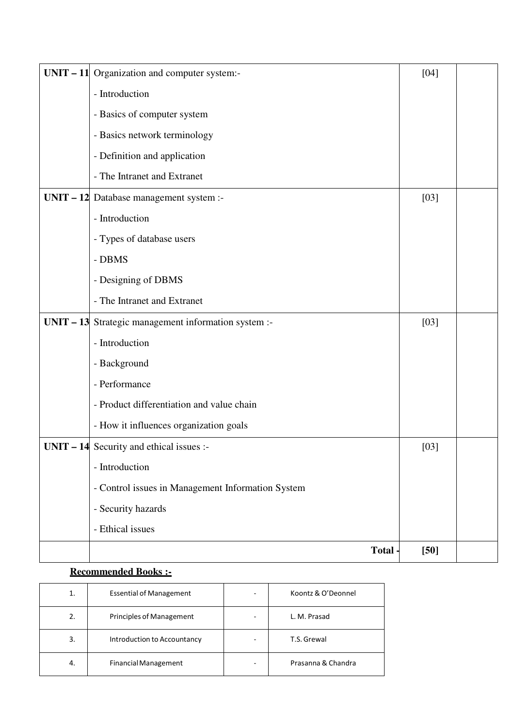| | | | |
|---|---|---|---|
| **UNIT – 11** | Organization and computer system:- | [04] | |
| | - Introduction | | |
| | - Basics of computer system | | |
| | - Basics network terminology | | |
| | - Definition and application | | |
| | - The Intranet and Extranet | | |
| **UNIT – 12** | Database management system :- | [03] | |
| | - Introduction | | |
| | - Types of database users | | |
| | - DBMS | | |
| | - Designing of DBMS | | |
| | - The Intranet and Extranet | | |
| **UNIT – 13** | Strategic management information system :- | [03] | |
| | - Introduction | | |
| | - Background | | |
| | - Performance | | |
| | - Product differentiation and value chain | | |
| | - How it influences organization goals | | |
| **UNIT – 14** | Security and ethical issues :- | [03] | |
| | - Introduction | | |
| | - Control issues in Management Information System | | |
| | - Security hazards | | |
| | - Ethical issues | | |
| | **Total -** | **[50]** | |

**Recommended Books :-**

| | | | |
|---|---|---|---|
| 1. | Essential of Management | - | Koontz & O'Deonnel |
| 2. | Principles of Management | - | L. M. Prasad |
| 3. | Introduction to Accountancy | - | T.S. Grewal |
| 4. | Financial Management | - | Prasanna & Chandra |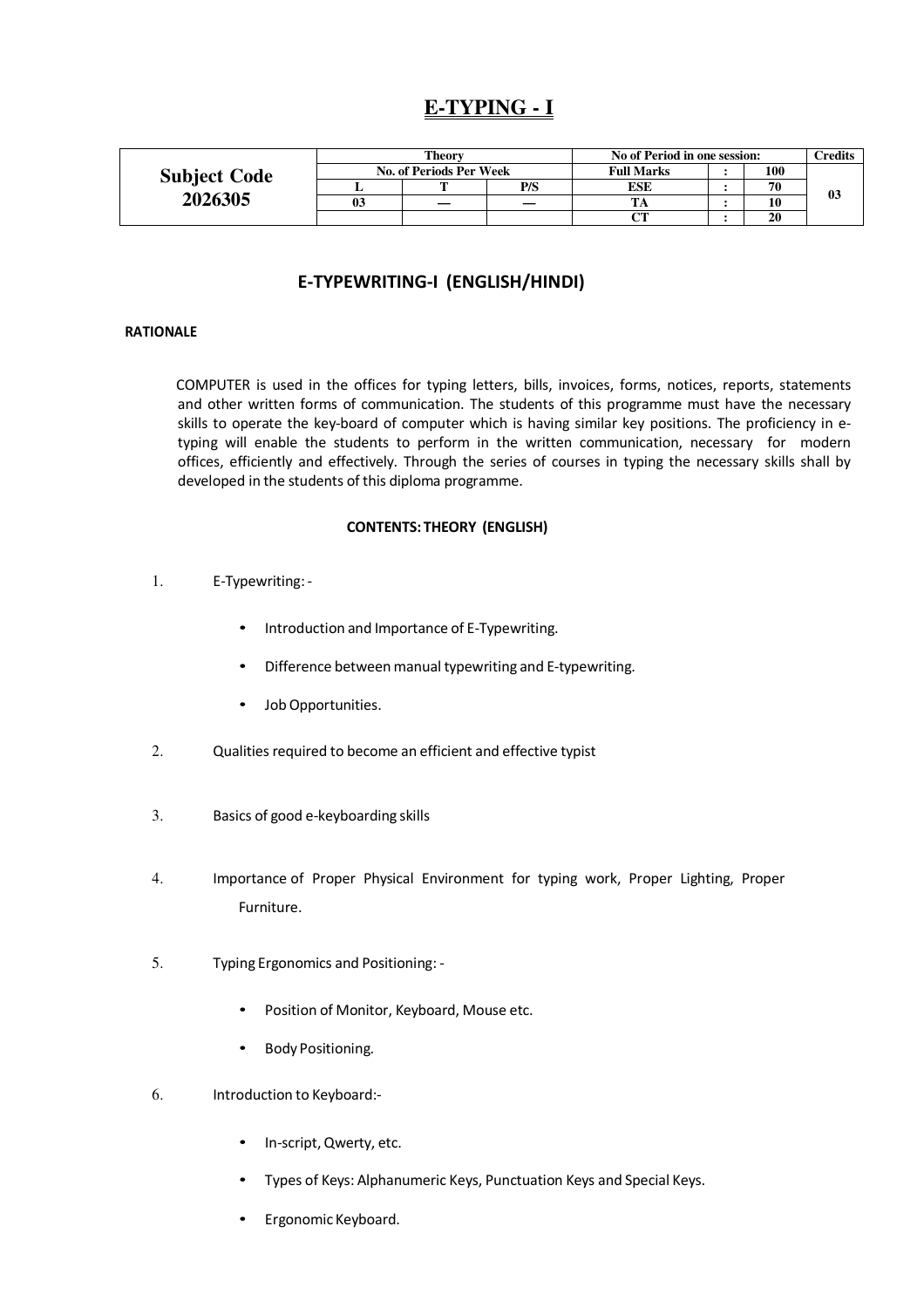# E-TYPING - I

| Subject Code 2026305 | Theory | | | No of Period in one session: | | | Credits |
|---|---|---|---|---|---|---|---|
| | No. of Periods Per Week | | | Full Marks | : | 100 | |
| | L | T | P/S | ESE | : | 70 | 03 |
| | 03 | — | — | TA | : | 10 | |
| | | | | CT | : | 20 | |

## E-TYPEWRITING-I (ENGLISH/HINDI)

### RATIONALE

COMPUTER is used in the offices for typing letters, bills, invoices, forms, notices, reports, statements and other written forms of communication. The students of this programme must have the necessary skills to operate the key-board of computer which is having similar key positions. The proficiency in e-typing will enable the students to perform in the written communication, necessary for modern offices, efficiently and effectively. Through the series of courses in typing the necessary skills shall by developed in the students of this diploma programme.

### CONTENTS: THEORY (ENGLISH)

1. E-Typewriting: -
   - Introduction and Importance of E-Typewriting.
   - Difference between manual typewriting and E-typewriting.
   - Job Opportunities.
2. Qualities required to become an efficient and effective typist
3. Basics of good e-keyboarding skills
4. Importance of Proper Physical Environment for typing work, Proper Lighting, Proper Furniture.
5. Typing Ergonomics and Positioning: -
   - Position of Monitor, Keyboard, Mouse etc.
   - Body Positioning.
6. Introduction to Keyboard:-
   - In-script, Qwerty, etc.
   - Types of Keys: Alphanumeric Keys, Punctuation Keys and Special Keys.
   - Ergonomic Keyboard.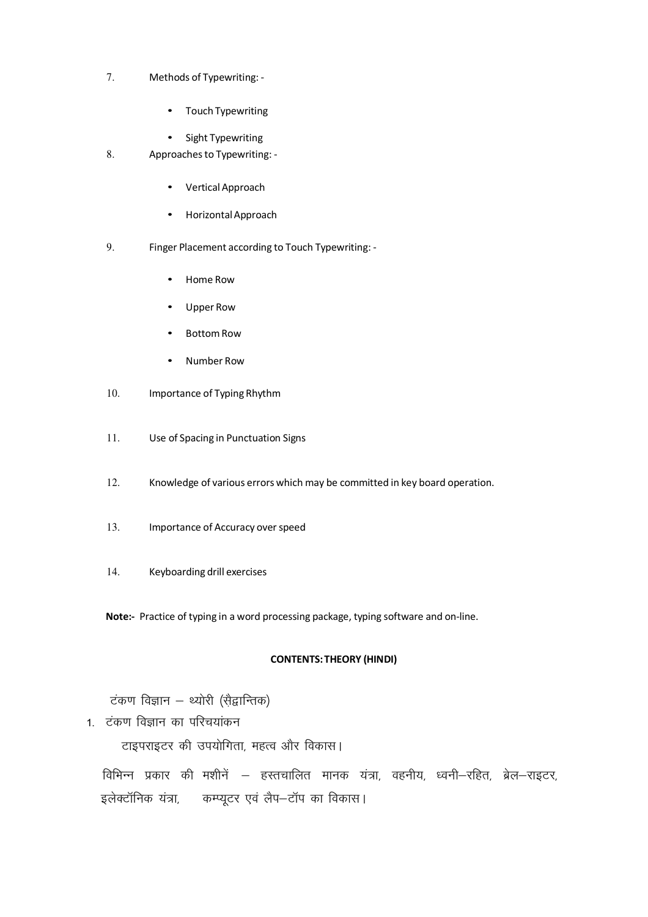7. Methods of Typewriting: -
   - Touch Typewriting
   - Sight Typewriting
8. Approaches to Typewriting: -
   - Vertical Approach
   - Horizontal Approach
9. Finger Placement according to Touch Typewriting: -
   - Home Row
   - Upper Row
   - Bottom Row
   - Number Row
10. Importance of Typing Rhythm
11. Use of Spacing in Punctuation Signs
12. Knowledge of various errors which may be committed in key board operation.
13. Importance of Accuracy over speed
14. Keyboarding drill exercises

**Note:-** Practice of typing in a word processing package, typing software and on-line.

**CONTENTS: THEORY (HINDI)**

टंकण विज्ञान – थ्योरी (सैद्वान्तिक)

1. टंकण विज्ञान का परिचयांकन

   टाइपराइटर की उपयोगिता, महत्व और विकास।

   विभिन्न प्रकार की मशीनें – हस्तचालित मानक यंत्रा, वहनीय, ध्वनी–रहित, ब्रेल–राइटर, इलेक्टॉनिक यंत्रा, कम्प्यूटर एवं लैप–टॉप का विकास।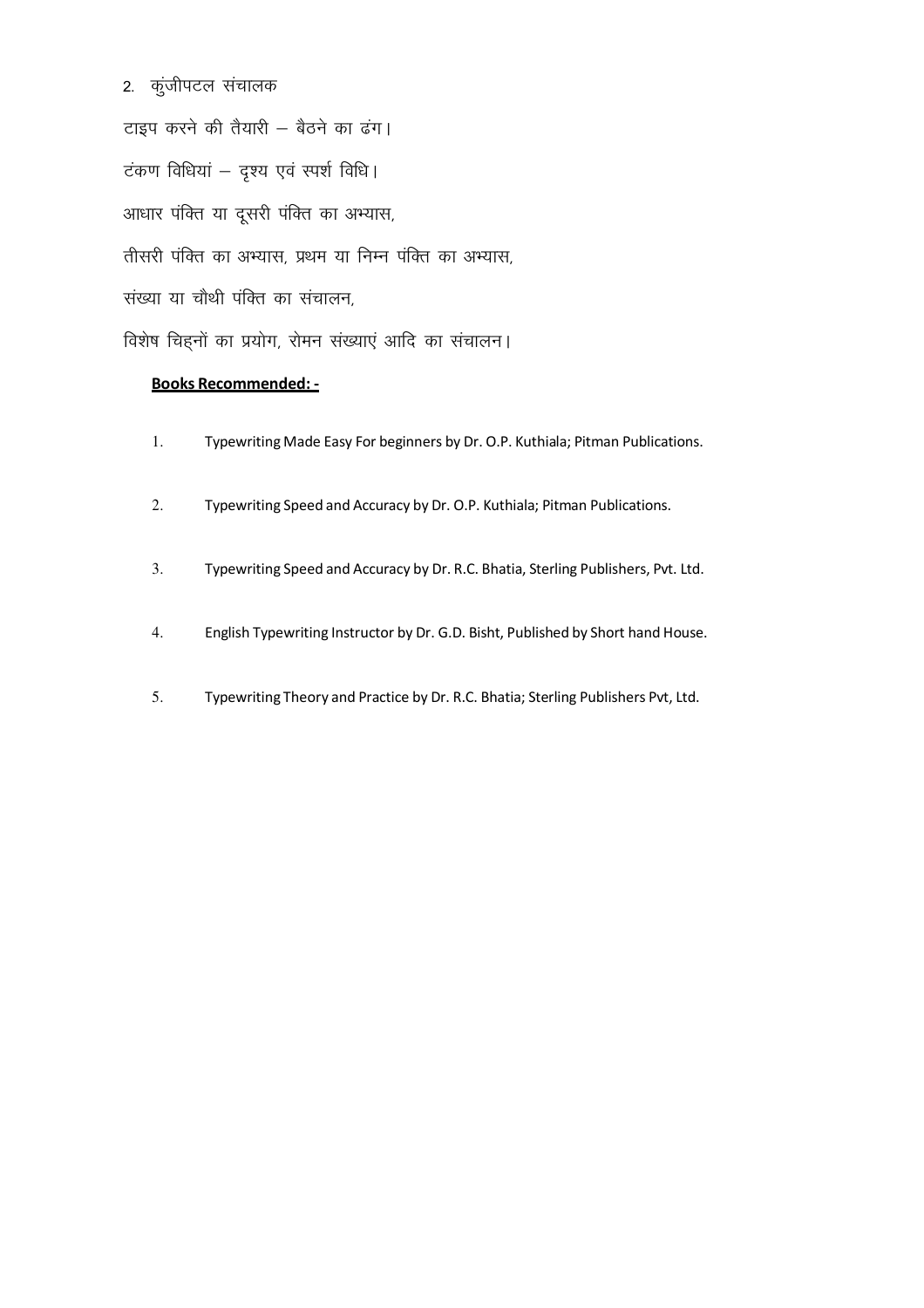2. कुंजीपटल संचालक

टाइप करने की तैयारी – बैठने का ढंग।

टंकण विधियां – दृश्य एवं स्पर्श विधि।

आधार पंक्ति या दूसरी पंक्ति का अभ्यास,

तीसरी पंक्ति का अभ्यास, प्रथम या निम्न पंक्ति का अभ्यास,

संख्या या चौथी पंक्ति का संचालन,

विशेष चिह्नों का प्रयोग, रोमन संख्याएं आदि का संचालन।

**Books Recommended: -**

1. Typewriting Made Easy For beginners by Dr. O.P. Kuthiala; Pitman Publications.
2. Typewriting Speed and Accuracy by Dr. O.P. Kuthiala; Pitman Publications.
3. Typewriting Speed and Accuracy by Dr. R.C. Bhatia, Sterling Publishers, Pvt. Ltd.
4. English Typewriting Instructor by Dr. G.D. Bisht, Published by Short hand House.
5. Typewriting Theory and Practice by Dr. R.C. Bhatia; Sterling Publishers Pvt, Ltd.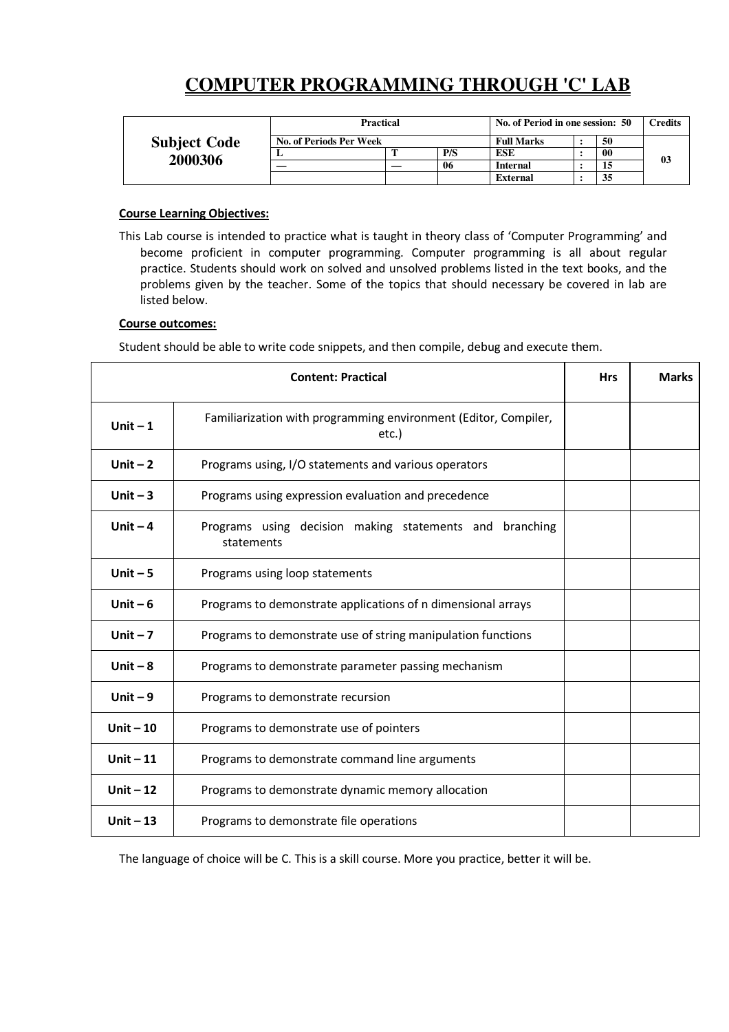# COMPUTER PROGRAMMING THROUGH 'C' LAB

| Subject Code 2000306 | Practical | | | No. of Period in one session: 50 | | | Credits |
|---|---|---|---|---|---|---|---|
| | No. of Periods Per Week | | | Full Marks | : | 50 | 03 |
| | L | T | P/S | ESE | : | 00 | |
| | — | — | 06 | Internal | : | 15 | |
| | | | | External | : | 35 | |

**Course Learning Objectives:**

This Lab course is intended to practice what is taught in theory class of 'Computer Programming' and become proficient in computer programming. Computer programming is all about regular practice. Students should work on solved and unsolved problems listed in the text books, and the problems given by the teacher. Some of the topics that should necessary be covered in lab are listed below.

**Course outcomes:**

Student should be able to write code snippets, and then compile, debug and execute them.

| Content: Practical | | Hrs | Marks |
|---|---|---|---|
| Unit – 1 | Familiarization with programming environment (Editor, Compiler, etc.) | | |
| Unit – 2 | Programs using, I/O statements and various operators | | |
| Unit – 3 | Programs using expression evaluation and precedence | | |
| Unit – 4 | Programs using decision making statements and branching statements | | |
| Unit – 5 | Programs using loop statements | | |
| Unit – 6 | Programs to demonstrate applications of n dimensional arrays | | |
| Unit – 7 | Programs to demonstrate use of string manipulation functions | | |
| Unit – 8 | Programs to demonstrate parameter passing mechanism | | |
| Unit – 9 | Programs to demonstrate recursion | | |
| Unit – 10 | Programs to demonstrate use of pointers | | |
| Unit – 11 | Programs to demonstrate command line arguments | | |
| Unit – 12 | Programs to demonstrate dynamic memory allocation | | |
| Unit – 13 | Programs to demonstrate file operations | | |

The language of choice will be C. This is a skill course. More you practice, better it will be.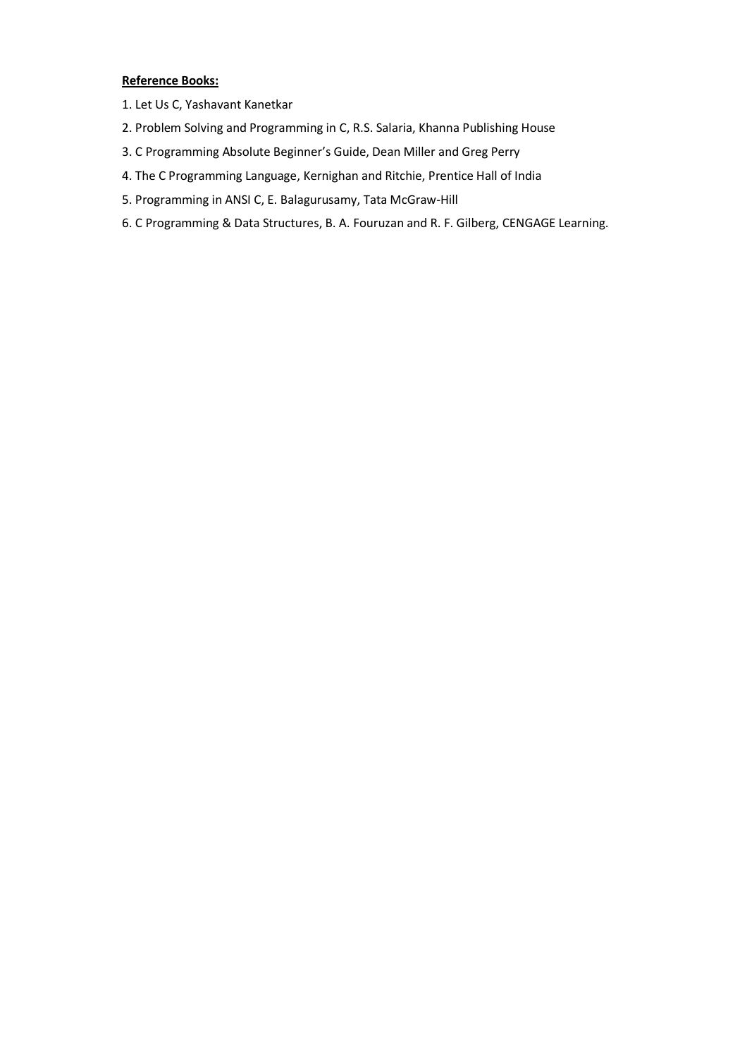**<u>Reference Books:</u>**

1. Let Us C, Yashavant Kanetkar
2. Problem Solving and Programming in C, R.S. Salaria, Khanna Publishing House
3. C Programming Absolute Beginner's Guide, Dean Miller and Greg Perry
4. The C Programming Language, Kernighan and Ritchie, Prentice Hall of India
5. Programming in ANSI C, E. Balagurusamy, Tata McGraw-Hill
6. C Programming & Data Structures, B. A. Fouruzan and R. F. Gilberg, CENGAGE Learning.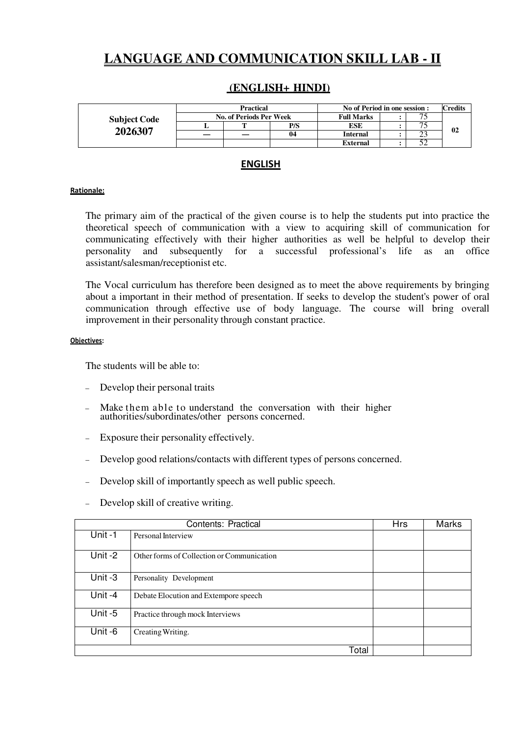# LANGUAGE AND COMMUNICATION SKILL LAB - II

## (ENGLISH+ HINDI)

| Subject Code 2026307 | Practical | | | No of Period in one session : | | | Credits |
|---|---|---|---|---|---|---|---|
| | No. of Periods Per Week | | | Full Marks | : | 75 | 02 |
| | L | T | P/S | ESE | : | 75 | |
| | — | — | 04 | Internal | : | 23 | |
| | | | | External | : | 52 | |

### ENGLISH

**Rationale:**

The primary aim of the practical of the given course is to help the students put into practice the theoretical speech of communication with a view to acquiring skill of communication for communicating effectively with their higher authorities as well be helpful to develop their personality and subsequently for a successful professional's life as an office assistant/salesman/receptionist etc.

The Vocal curriculum has therefore been designed as to meet the above requirements by bringing about a important in their method of presentation. If seeks to develop the student's power of oral communication through effective use of body language. The course will bring overall improvement in their personality through constant practice.

**Objectives:**

The students will be able to:

- Develop their personal traits
- Make them able to understand the conversation with their higher authorities/subordinates/other persons concerned.
- Exposure their personality effectively.
- Develop good relations/contacts with different types of persons concerned.
- Develop skill of importantly speech as well public speech.
- Develop skill of creative writing.

| Contents: Practical | | Hrs | Marks |
|---|---|---|---|
| Unit -1 | Personal Interview | | |
| Unit -2 | Other forms of Collection or Communication | | |
| Unit -3 | Personality Development | | |
| Unit -4 | Debate Elocution and Extempore speech | | |
| Unit -5 | Practice through mock Interviews | | |
| Unit -6 | Creating Writing. | | |
| | Total | | |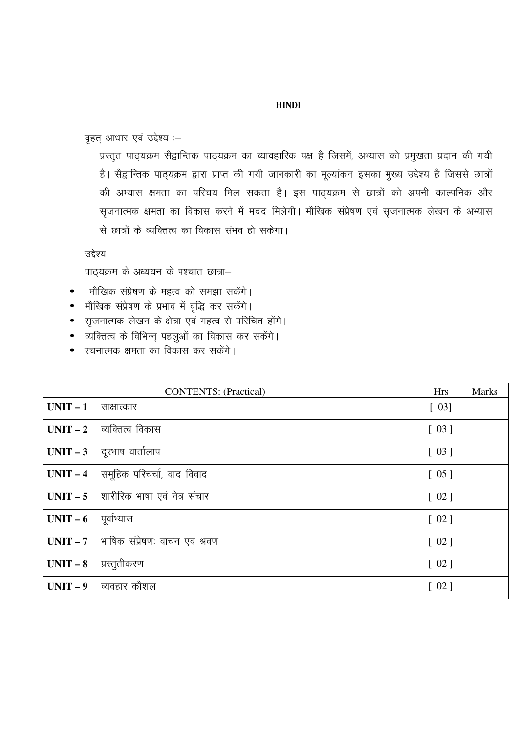# HINDI

वृहत् आधार एवं उद्देश्य :–

प्रस्तुत पाठ्यक्रम सैद्वान्तिक पाठ्यक्रम का व्यावहारिक पक्ष है जिसमें, अभ्यास को प्रमुखता प्रदान की गयी है। सैद्वान्तिक पाठ्यक्रम द्वारा प्राप्त की गयी जानकारी का मूल्यांकन इसका मुख्य उद्देश्य है जिससे छात्रों की अभ्यास क्षमता का परिचय मिल सकता है। इस पाठ्यक्रम से छात्रों को अपनी काल्पनिक और सृजनात्मक क्षमता का विकास करने में मदद मिलेगी। मौखिक संप्रेषण एवं सृजनात्मक लेखन के अभ्यास से छात्रों के व्यक्तित्व का विकास संभव हो सकेगा।

उद्देश्य

पाठ्यक्रम के अध्ययन के पश्चात छात्रा–

- मौखिक संप्रेषण के महत्व को समझा सकेंगे।
- मौखिक संप्रेषण के प्रभाव में वृद्धि कर सकेंगे।
- सृजनात्मक लेखन के क्षेत्रा एवं महत्व से परिचित होंगे।
- व्यक्तित्व के विभिन्न् पहलुओं का विकास कर सकेंगे।
- रचनात्मक क्षमता का विकास कर सकेंगे।

| CONTENTS: (Practical) | | Hrs | Marks |
|---|---|---|---|
| **UNIT – 1** | साक्षात्कार | [ 03] | |
| **UNIT – 2** | व्यक्तित्व विकास | [ 03 ] | |
| **UNIT – 3** | दूरभाष वार्तालाप | [ 03 ] | |
| **UNIT – 4** | समूहिक परिचर्चा, वाद विवाद | [ 05 ] | |
| **UNIT – 5** | शारीरिक भाषा एवं नेत्र संचार | [ 02 ] | |
| **UNIT – 6** | पूर्वाभ्यास | [ 02 ] | |
| **UNIT – 7** | भाषिक संप्रेषणः वाचन एवं श्रवण | [ 02 ] | |
| **UNIT – 8** | प्रस्तुतीकरण | [ 02 ] | |
| **UNIT – 9** | व्यवहार कौशल | [ 02 ] | |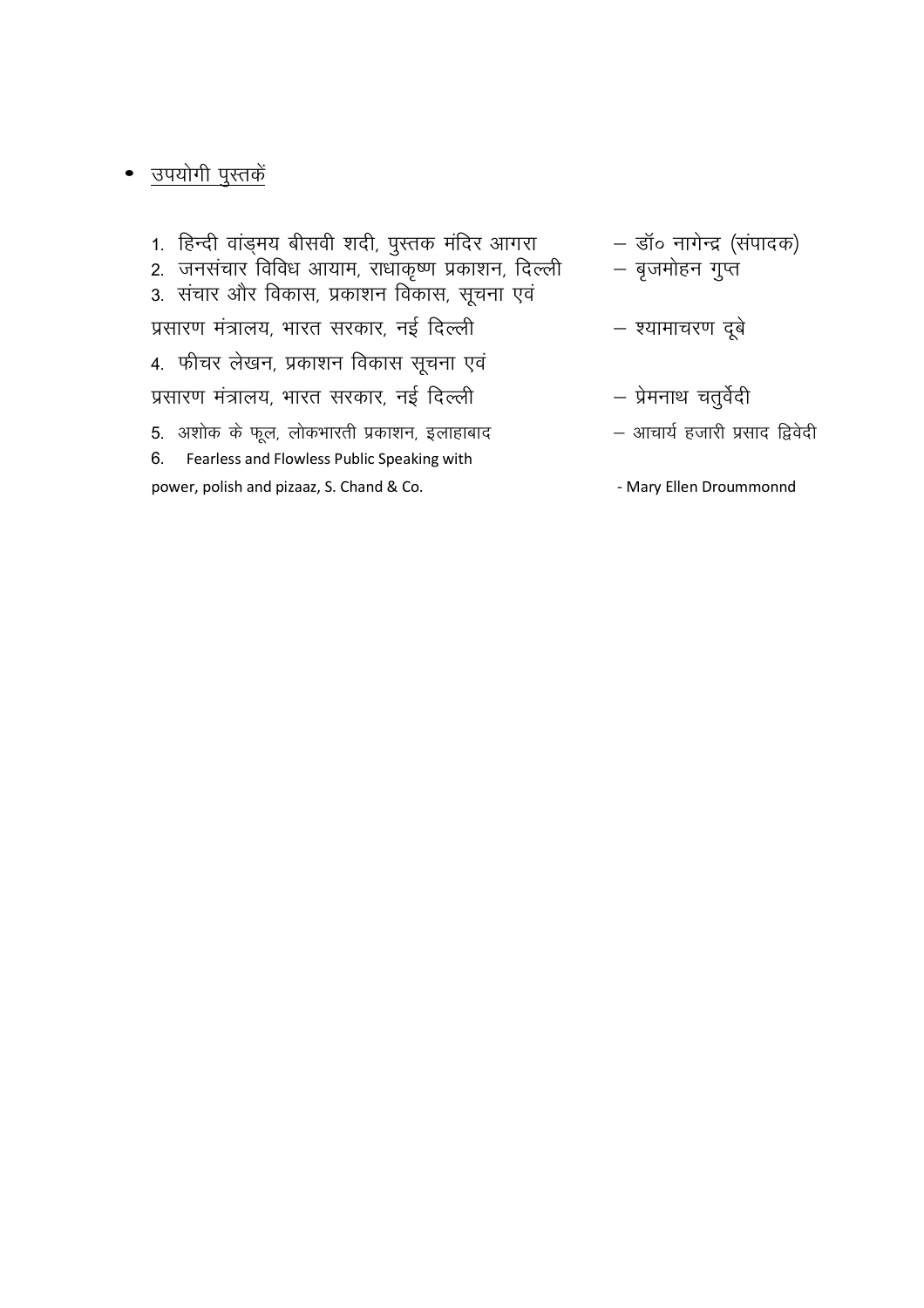- <u>उपयोगी पुस्तकें</u>

1. हिन्दी वांङ्मय बीसवी शदी, पुस्तक मंदिर आगरा — डॉ० नागेन्द्र (संपादक)
2. जनसंचार विविध आयाम, राधाकृष्ण प्रकाशन, दिल्ली — बृजमोहन गुप्त
3. संचार और विकास, प्रकाशन विकास, सूचना एवं प्रसारण मंत्रालय, भारत सरकार, नई दिल्ली — श्यामाचरण दूबे
4. फीचर लेखन, प्रकाशन विकास सूचना एवं प्रसारण मंत्रालय, भारत सरकार, नई दिल्ली — प्रेमनाथ चतुर्वेदी
5. अशोक के फूल, लोकभारती प्रकाशन, इलाहाबाद — आचार्य हजारी प्रसाद द्विवेदी
6. Fearless and Flowless Public Speaking with power, polish and pizaaz, S. Chand & Co. - Mary Ellen Droummonnd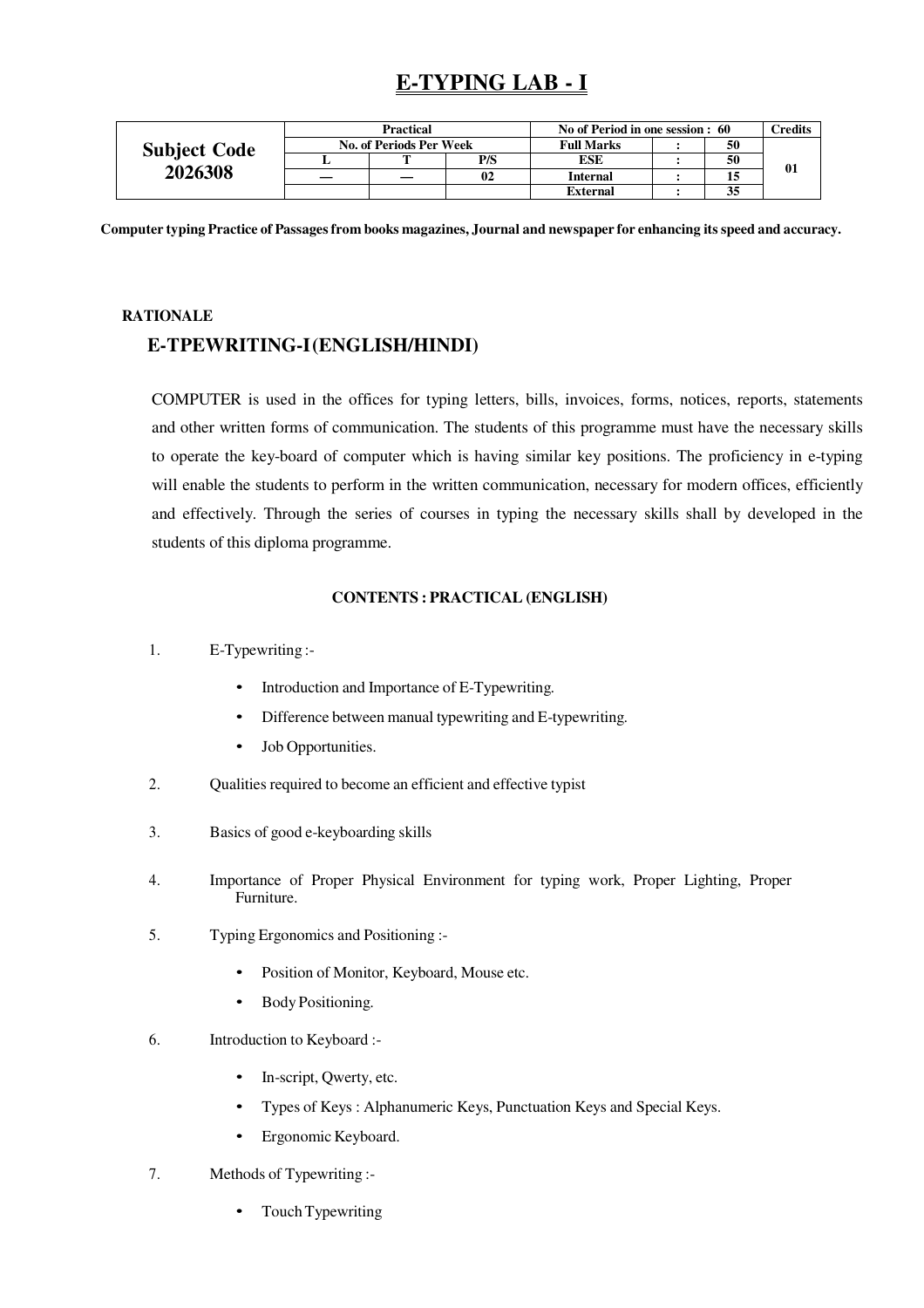# E-TYPING LAB - I

| Subject Code 2026308 | Practical | | | No of Period in one session : 60 | | | Credits |
|---|---|---|---|---|---|---|---|
| | No. of Periods Per Week | | | Full Marks | : | 50 | 01 |
| | L | T | P/S | ESE | : | 50 | |
| | — | — | 02 | Internal | : | 15 | |
| | | | | External | : | 35 | |

**Computer typing Practice of Passages from books magazines, Journal and newspaper for enhancing its speed and accuracy.**

**RATIONALE**

**E-TPEWRITING-I (ENGLISH/HINDI)**

COMPUTER is used in the offices for typing letters, bills, invoices, forms, notices, reports, statements and other written forms of communication. The students of this programme must have the necessary skills to operate the key-board of computer which is having similar key positions. The proficiency in e-typing will enable the students to perform in the written communication, necessary for modern offices, efficiently and effectively. Through the series of courses in typing the necessary skills shall by developed in the students of this diploma programme.

**CONTENTS : PRACTICAL (ENGLISH)**

1. E-Typewriting :-
   - Introduction and Importance of E-Typewriting.
   - Difference between manual typewriting and E-typewriting.
   - Job Opportunities.
2. Qualities required to become an efficient and effective typist
3. Basics of good e-keyboarding skills
4. Importance of Proper Physical Environment for typing work, Proper Lighting, Proper Furniture.
5. Typing Ergonomics and Positioning :-
   - Position of Monitor, Keyboard, Mouse etc.
   - Body Positioning.
6. Introduction to Keyboard :-
   - In-script, Qwerty, etc.
   - Types of Keys : Alphanumeric Keys, Punctuation Keys and Special Keys.
   - Ergonomic Keyboard.
7. Methods of Typewriting :-
   - Touch Typewriting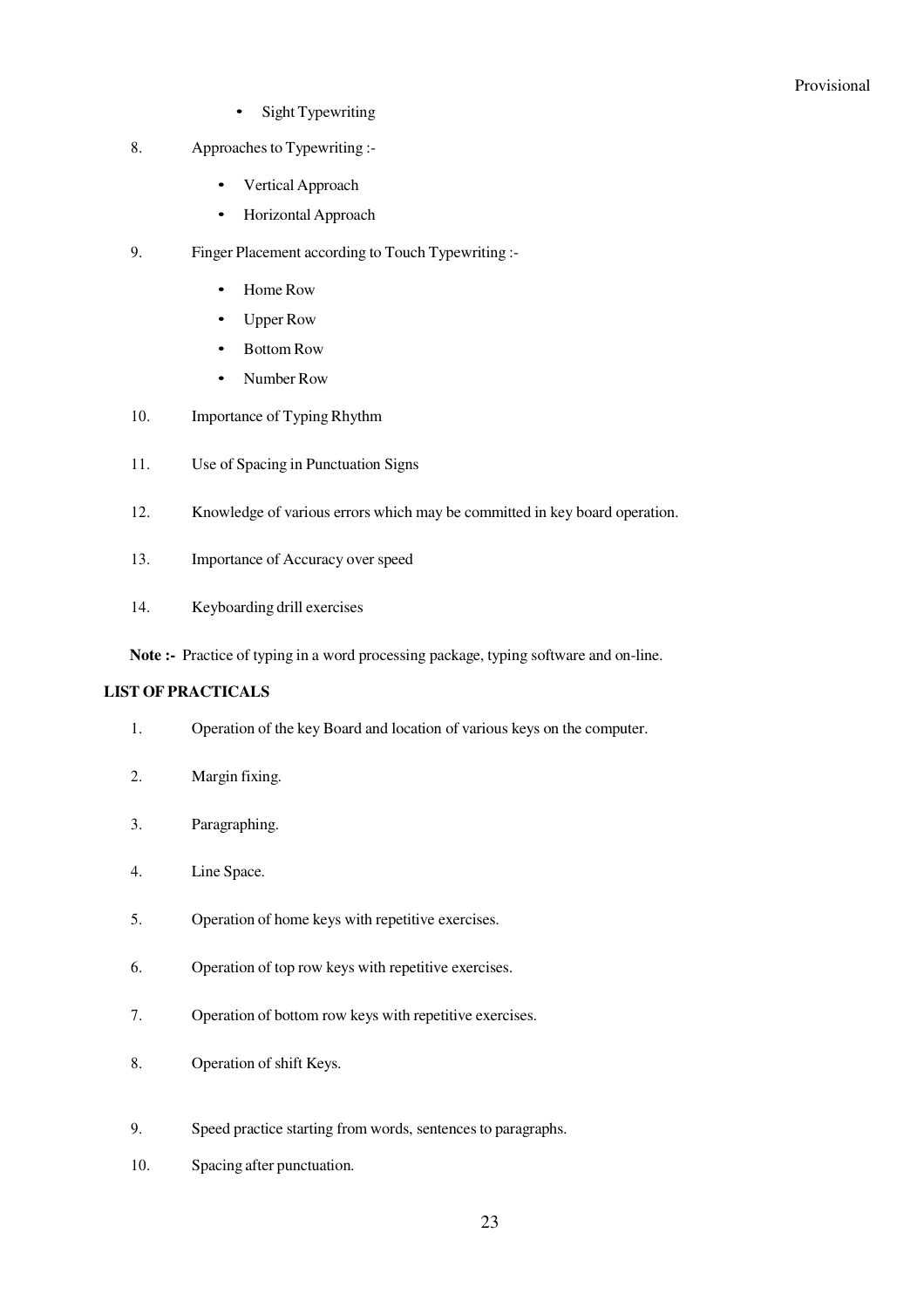- Sight Typewriting

8. Approaches to Typewriting :-
   - Vertical Approach
   - Horizontal Approach

9. Finger Placement according to Touch Typewriting :-
   - Home Row
   - Upper Row
   - Bottom Row
   - Number Row

10. Importance of Typing Rhythm

11. Use of Spacing in Punctuation Signs

12. Knowledge of various errors which may be committed in key board operation.

13. Importance of Accuracy over speed

14. Keyboarding drill exercises

**Note :-** Practice of typing in a word processing package, typing software and on-line.

**LIST OF PRACTICALS**

1. Operation of the key Board and location of various keys on the computer.
2. Margin fixing.
3. Paragraphing.
4. Line Space.
5. Operation of home keys with repetitive exercises.
6. Operation of top row keys with repetitive exercises.
7. Operation of bottom row keys with repetitive exercises.
8. Operation of shift Keys.
9. Speed practice starting from words, sentences to paragraphs.
10. Spacing after punctuation.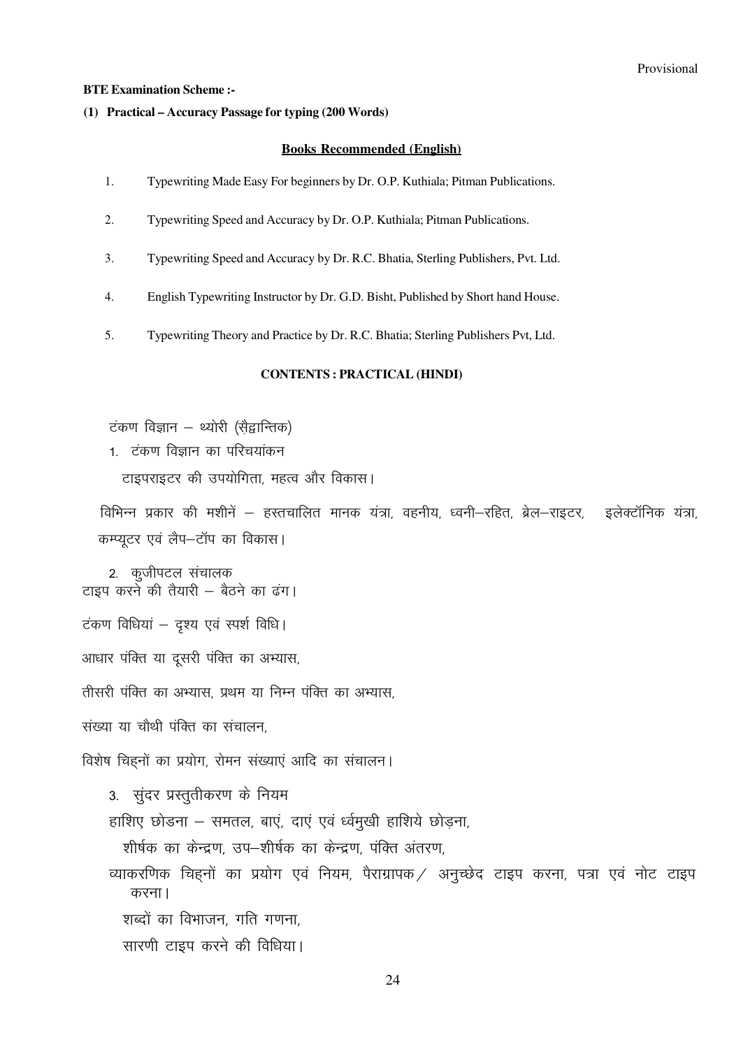Provisional

**BTE Examination Scheme :-**

**(1) Practical – Accuracy Passage for typing (200 Words)**

**Books Recommended (English)**

1. Typewriting Made Easy For beginners by Dr. O.P. Kuthiala; Pitman Publications.
2. Typewriting Speed and Accuracy by Dr. O.P. Kuthiala; Pitman Publications.
3. Typewriting Speed and Accuracy by Dr. R.C. Bhatia, Sterling Publishers, Pvt. Ltd.
4. English Typewriting Instructor by Dr. G.D. Bisht, Published by Short hand House.
5. Typewriting Theory and Practice by Dr. R.C. Bhatia; Sterling Publishers Pvt, Ltd.

**CONTENTS : PRACTICAL (HINDI)**

टंकण विज्ञान – थ्योरी (सैद्वान्तिक)

1. टंकण विज्ञान का परिचयांकन

टाइपराइटर की उपयोगिता, महत्व और विकास।

विभिन्न प्रकार की मशीनें – हस्तचालित मानक यंत्रा, वहनीय, ध्वनी–रहित, ब्रेल–राइटर, इलेक्टॉनिक यंत्रा, कम्प्यूटर एवं लैप–टॉप का विकास।

2. कुजीपटल संचालक

टाइप करने की तैयारी – बैठने का ढंग।

टंकण विधियां – दृश्य एवं स्पर्श विधि।

आधार पंक्ति या दूसरी पंक्ति का अभ्यास,

तीसरी पंक्ति का अभ्यास, प्रथम या निम्न पंक्ति का अभ्यास,

संख्या या चौथी पंक्ति का संचालन,

विशेष चिह्नों का प्रयोग, रोमन संख्याएं आदि का संचालन।

3. सुंदर प्रस्तुतीकरण के नियम

हाशिए छोडना – समतल, बाएं, दाएं एवं ध्र्वमुखी हाशिये छोड़ना,

शीर्षक का केन्द्रण, उप–शीर्षक का केन्द्रण, पंक्ति अंतरण,

व्याकरणिक चिह्नों का प्रयोग एवं नियम, पैराग्रापक/ अनुच्छेद टाइप करना, पत्रा एवं नोट टाइप करना।

शब्दों का विभाजन, गति गणना,

सारणी टाइप करने की विधिया।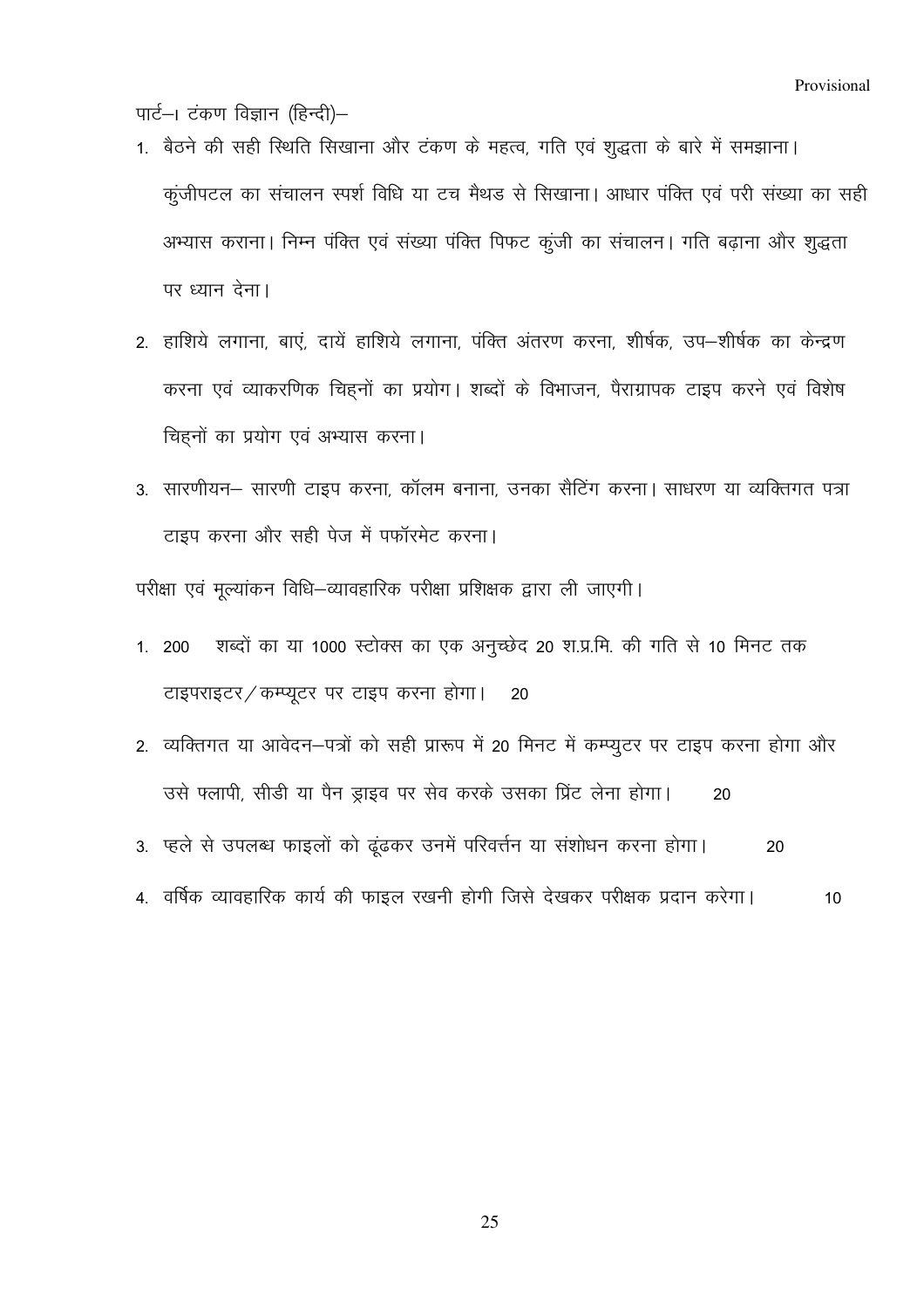Provisional

पार्ट–। टंकण विज्ञान (हिन्दी)–

1. बैठने की सही स्थिति सिखाना और टंकण के महत्व, गति एवं शुद्धता के बारे में समझाना। कुंजीपटल का संचालन स्पर्श विधि या टच मैथड से सिखाना। आधार पंक्ति एवं परी संख्या का सही अभ्यास कराना। निम्न पंक्ति एवं संख्या पंक्ति पिफट कुंजी का संचालन। गति बढ़ाना और शुद्धता पर ध्यान देना।
2. हाशिये लगाना, बाएं, दायें हाशिये लगाना, पंक्ति अंतरण करना, शीर्षक, उप–शीर्षक का केन्द्रण करना एवं व्याकरणिक चिह्नों का प्रयोग। शब्दों के विभाजन, पैराग्रापक टाइप करने एवं विशेष चिह्नों का प्रयोग एवं अभ्यास करना।
3. सारणीयन– सारणी टाइप करना, कॉलम बनाना, उनका सैटिंग करना। साधरण या व्यक्तिगत पत्रा टाइप करना और सही पेज में पफॉरमेट करना।

परीक्षा एवं मूल्यांकन विधि–व्यावहारिक परीक्षा प्रशिक्षक द्वारा ली जाएगी।

1. 200 शब्दों का या 1000 स्टोक्स का एक अनुच्छेद 20 श.प्र.मि. की गति से 10 मिनट तक टाइपराइटर/कम्प्यूटर पर टाइप करना होगा। 20
2. व्यक्तिगत या आवेदन–पत्रों को सही प्रारूप में 20 मिनट में कम्प्युटर पर टाइप करना होगा और उसे फ्लापी, सीडी या पैन ड्राइव पर सेव करके उसका प्रिंट लेना होगा। 20
3. प्हले से उपलब्ध फाइलों को ढूंढकर उनमें परिवर्त्तन या संशोधन करना होगा। 20
4. वर्षिक व्यावहारिक कार्य की फाइल रखनी होगी जिसे देखकर परीक्षक प्रदान करेगा। 10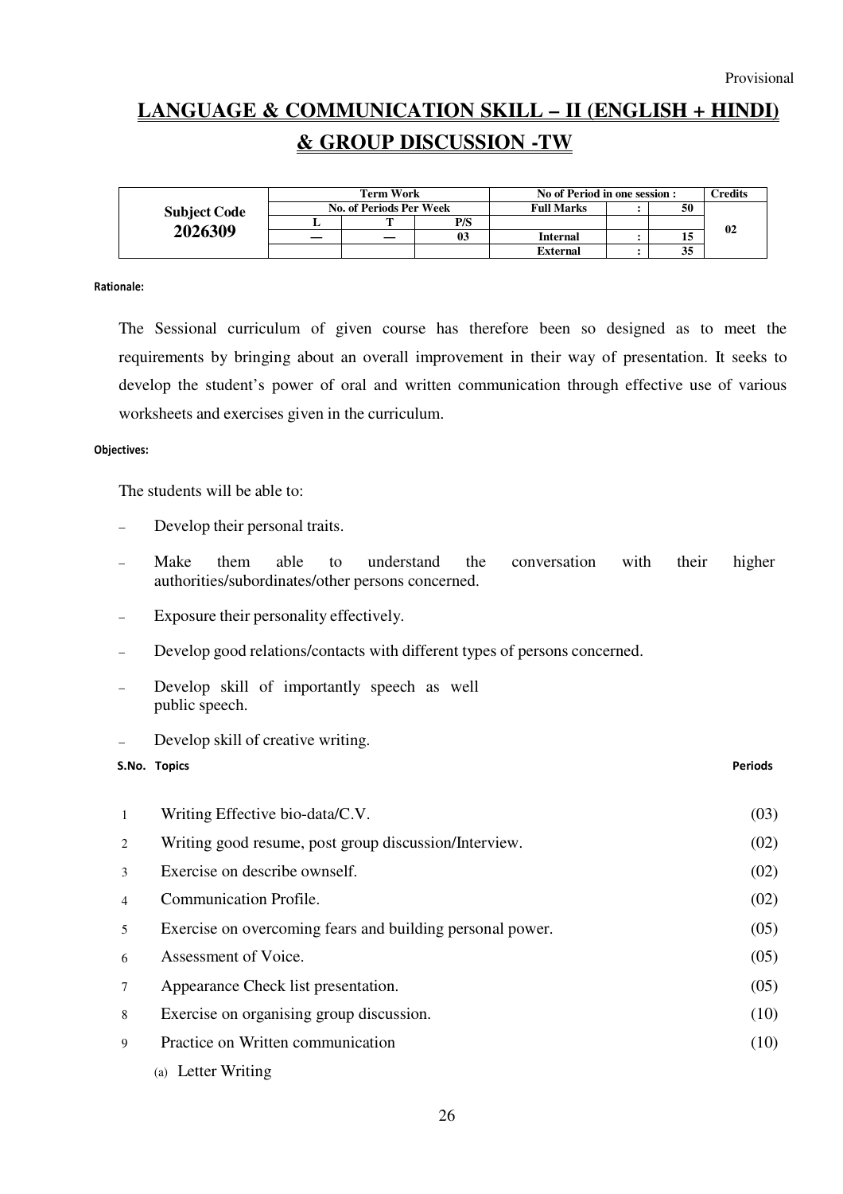Provisional

# LANGUAGE & COMMUNICATION SKILL – II (ENGLISH + HINDI) & GROUP DISCUSSION -TW

| Subject Code | Term Work | | | No of Period in one session : | | | Credits |
|---|---|---|---|---|---|---|---|
| | No. of Periods Per Week | | | Full Marks | : | 50 | |
| **2026309** | L | T | P/S | | | | 02 |
| | — | — | 03 | Internal | : | 15 | |
| | | | | External | : | 35 | |

**Rationale:**

The Sessional curriculum of given course has therefore been so designed as to meet the requirements by bringing about an overall improvement in their way of presentation. It seeks to develop the student's power of oral and written communication through effective use of various worksheets and exercises given in the curriculum.

**Objectives:**

The students will be able to:

- Develop their personal traits.
- Make them able to understand the conversation with their higher authorities/subordinates/other persons concerned.
- Exposure their personality effectively.
- Develop good relations/contacts with different types of persons concerned.
- Develop skill of importantly speech as well public speech.
- Develop skill of creative writing.

| S.No. | Topics | Periods |
|---|---|---|
| 1 | Writing Effective bio-data/C.V. | (03) |
| 2 | Writing good resume, post group discussion/Interview. | (02) |
| 3 | Exercise on describe ownself. | (02) |
| 4 | Communication Profile. | (02) |
| 5 | Exercise on overcoming fears and building personal power. | (05) |
| 6 | Assessment of Voice. | (05) |
| 7 | Appearance Check list presentation. | (05) |
| 8 | Exercise on organising group discussion. | (10) |
| 9 | Practice on Written communication | (10) |
| | (a) Letter Writing | |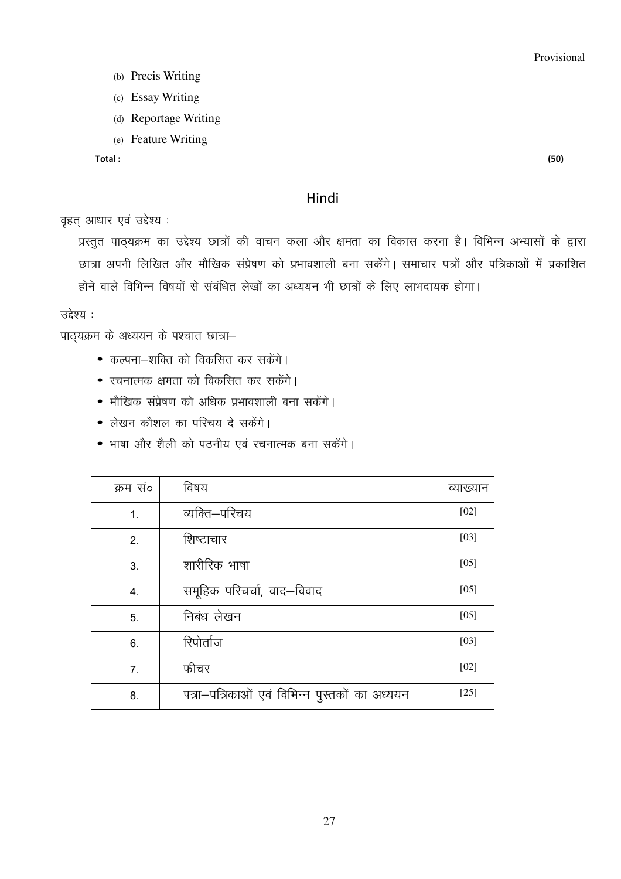(b) Precis Writing

(c) Essay Writing

(d) Reportage Writing

(e) Feature Writing

**Total :** **(50)**

## Hindi

वृहत् आधार एवं उद्देश्य :

प्रस्तुत पाठ्यक्रम का उद्देश्य छात्रों की वाचन कला और क्षमता का विकास करना है। विभिन्न अभ्यासों के द्वारा छात्रा अपनी लिखित और मौखिक संप्रेषण को प्रभावशाली बना सकेंगे। समाचार पत्रों और पत्रिकाओं में प्रकाशित होने वाले विभिन्न विषयों से संबंधित लेखों का अध्ययन भी छात्रों के लिए लाभदायक होगा।

उद्देश्य :

पाठ्यक्रम के अध्ययन के पश्चात छात्रा–

- कल्पना–शक्ति को विकसित कर सकेंगे।
- रचनात्मक क्षमता को विकसित कर सकेंगे।
- मौखिक संप्रेषण को अधिक प्रभावशाली बना सकेंगे।
- लेखन कौशल का परिचय दे सकेंगे।
- भाषा और शैली को पठनीय एवं रचनात्मक बना सकेंगे।

| क्रम सं० | विषय | व्याख्यान |
|---|---|---|
| 1. | व्यक्ति–परिचय | [02] |
| 2. | शिष्टाचार | [03] |
| 3. | शारीरिक भाषा | [05] |
| 4. | समूहिक परिचर्चा, वाद–विवाद | [05] |
| 5. | निबंध लेखन | [05] |
| 6. | रिपोर्ताज | [03] |
| 7. | फीचर | [02] |
| 8. | पत्रा–पत्रिकाओं एवं विभिन्न पुस्तकों का अध्ययन | [25] |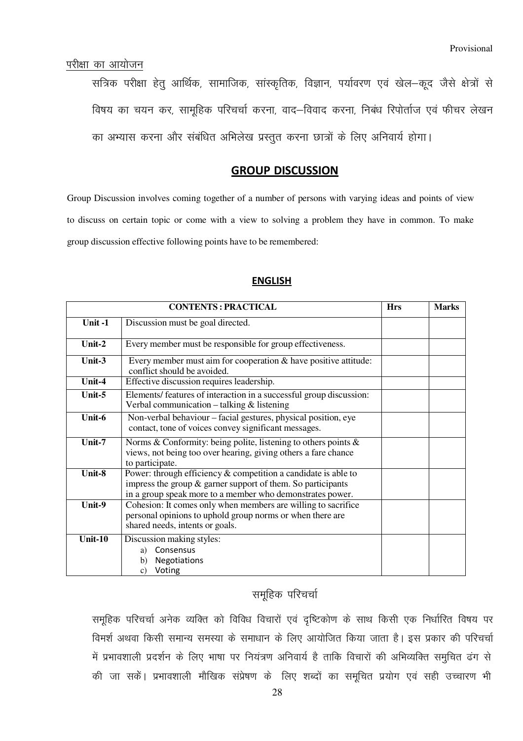Provisional

परीक्षा का आयोजन

सत्रिक परीक्षा हेतु आर्थिक, सामाजिक, सांस्कृतिक, विज्ञान, पर्यावरण एवं खेल–कूद जैसे क्षेत्रों से विषय का चयन कर, सामूहिक परिचर्चा करना, वाद–विवाद करना, निबंध रिपोर्ताज एवं फीचर लेखन का अभ्यास करना और संबंधित अभिलेख प्रस्तुत करना छात्रों के लिए अनिवार्य होगा।

## GROUP DISCUSSION

Group Discussion involves coming together of a number of persons with varying ideas and points of view to discuss on certain topic or come with a view to solving a problem they have in common. To make group discussion effective following points have to be remembered:

### ENGLISH

| CONTENTS : PRACTICAL | | Hrs | Marks |
|---|---|---|---|
| Unit -1 | Discussion must be goal directed. | | |
| Unit-2 | Every member must be responsible for group effectiveness. | | |
| Unit-3 | Every member must aim for cooperation & have positive attitude: conflict should be avoided. | | |
| Unit-4 | Effective discussion requires leadership. | | |
| Unit-5 | Elements/ features of interaction in a successful group discussion: Verbal communication – talking & listening | | |
| Unit-6 | Non-verbal behaviour – facial gestures, physical position, eye contact, tone of voices convey significant messages. | | |
| Unit-7 | Norms & Conformity: being polite, listening to others points & views, not being too over hearing, giving others a fare chance to participate. | | |
| Unit-8 | Power: through efficiency & competition a candidate is able to impress the group & garner support of them. So participants in a group speak more to a member who demonstrates power. | | |
| Unit-9 | Cohesion: It comes only when members are willing to sacrifice personal opinions to uphold group norms or when there are shared needs, intents or goals. | | |
| Unit-10 | Discussion making styles: a) Consensus b) Negotiations c) Voting | | |

### समूहिक परिचर्चा

समूहिक परिचर्चा अनेक व्यक्ति को विविध विचारों एवं दृष्टिकोण के साथ किसी एक निर्धारित विषय पर विमर्श अथवा किसी समान्य समस्या के समाधान के लिए आयोजित किया जाता है। इस प्रकार की परिचर्चा में प्रभावशाली प्रदर्शन के लिए भाषा पर नियंत्रण अनिवार्य है ताकि विचारों की अभिव्यक्ति समुचित ढंग से की जा सकें। प्रभावशाली मौखिक संप्रेषण के लिए शब्दों का समूचित प्रयोग एवं सही उच्चारण भी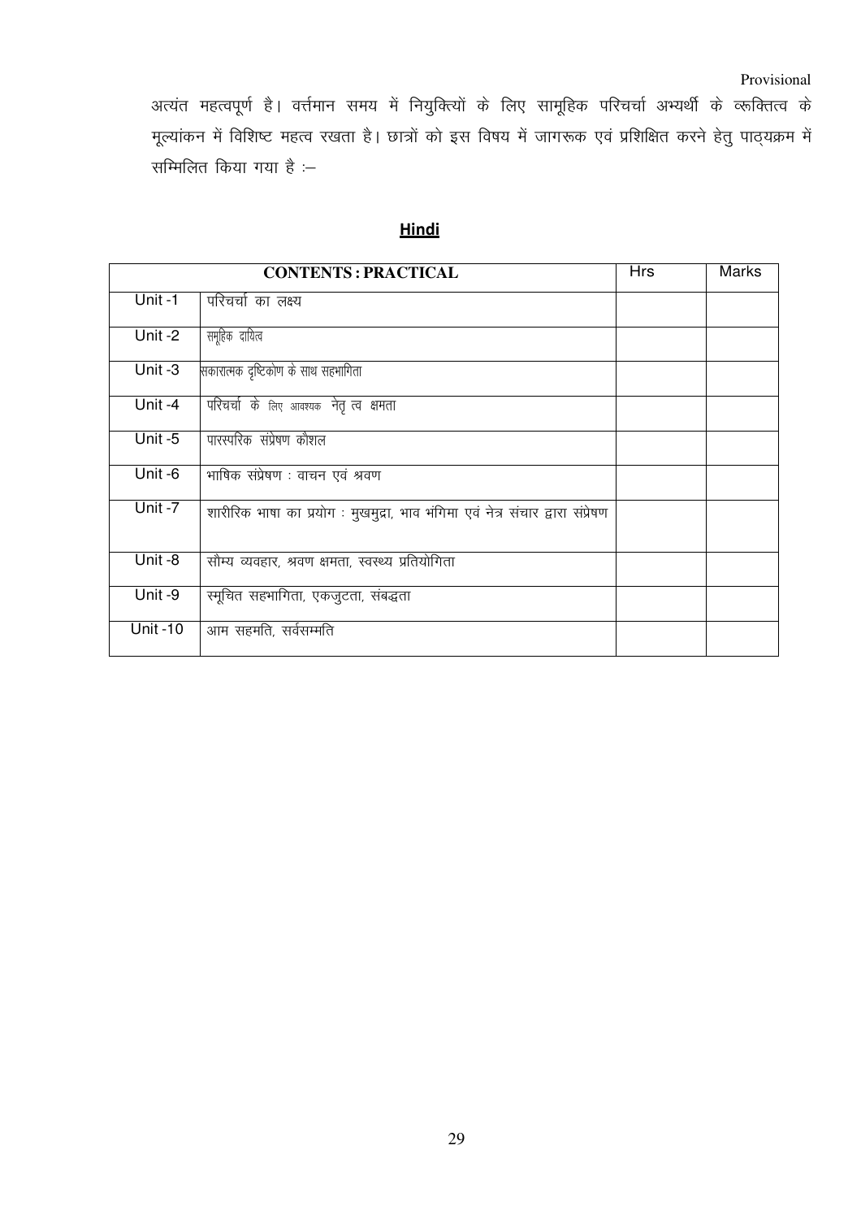अत्यंत महत्वपूर्ण है। वर्त्तमान समय में नियुक्तियों के लिए सामूहिक परिचर्चा अभ्यर्थी के व्यक्तित्व के मूल्यांकन में विशिष्ट महत्व रखता है। छात्रों को इस विषय में जागरूक एवं प्रशिक्षित करने हेतु पाठ्यक्रम में सम्मिलित किया गया है :–

## Hindi

| CONTENTS : PRACTICAL | | Hrs | Marks |
|---|---|---|---|
| Unit -1 | परिचर्चा का लक्ष्य | | |
| Unit -2 | समूहिक दायित्व | | |
| Unit -3 | सकारात्मक दृष्टिकोण के साथ सहभागिता | | |
| Unit -4 | परिचर्चा के लिए आवश्यक नेतृ त्व क्षमता | | |
| Unit -5 | पारस्परिक संप्रेषण कौशल | | |
| Unit -6 | भाषिक संप्रेषण : वाचन एवं श्रवण | | |
| Unit -7 | शारीरिक भाषा का प्रयोग : मुखमुद्रा, भाव भंगिमा एवं नेत्र संचार द्वारा संप्रेषण | | |
| Unit -8 | सौम्य व्यवहार, श्रवण क्षमता, स्वस्थ्य प्रतियोगिता | | |
| Unit -9 | स्मूचित सहभागिता, एकजुटता, संबद्धता | | |
| Unit -10 | आम सहमति, सर्वसम्मति | | |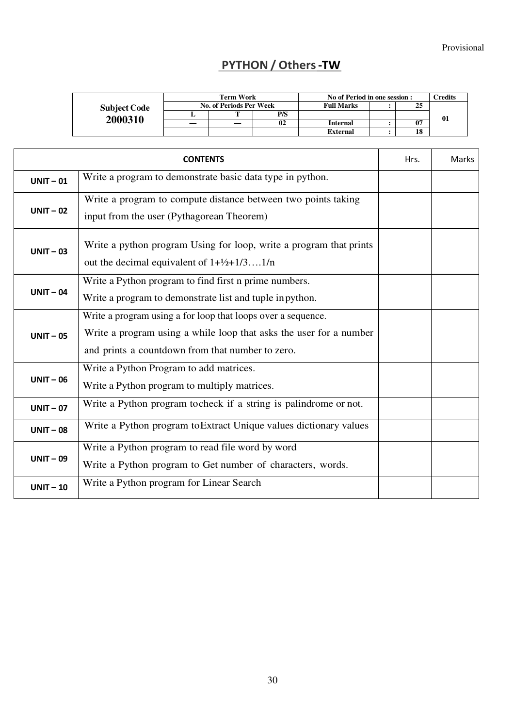Provisional

# PYTHON / Others -TW

| Subject Code | Term Work | | | No of Period in one session : | | | Credits |
|---|---|---|---|---|---|---|---|
| | No. of Periods Per Week | | | Full Marks | : | 25 | |
| **2000310** | L | T | P/S | | | | 01 |
| | — | — | 02 | Internal | : | 07 | |
| | | | | External | : | 18 | |

| | CONTENTS | Hrs. | Marks |
|---|---|---|---|
| UNIT – 01 | Write a program to demonstrate basic data type in python. | | |
| UNIT – 02 | Write a program to compute distance between two points taking input from the user (Pythagorean Theorem) | | |
| UNIT – 03 | Write a python program Using for loop, write a program that prints out the decimal equivalent of 1+½+1/3….1/n | | |
| UNIT – 04 | Write a Python program to find first n prime numbers.<br>Write a program to demonstrate list and tuple in python. | | |
| UNIT – 05 | Write a program using a for loop that loops over a sequence.<br>Write a program using a while loop that asks the user for a number and prints a countdown from that number to zero. | | |
| UNIT – 06 | Write a Python Program to add matrices.<br>Write a Python program to multiply matrices. | | |
| UNIT – 07 | Write a Python program tocheck if a string is palindrome or not. | | |
| UNIT – 08 | Write a Python program toExtract Unique values dictionary values | | |
| UNIT – 09 | Write a Python program to read file word by word<br>Write a Python program to Get number of characters, words. | | |
| UNIT – 10 | Write a Python program for Linear Search | | |